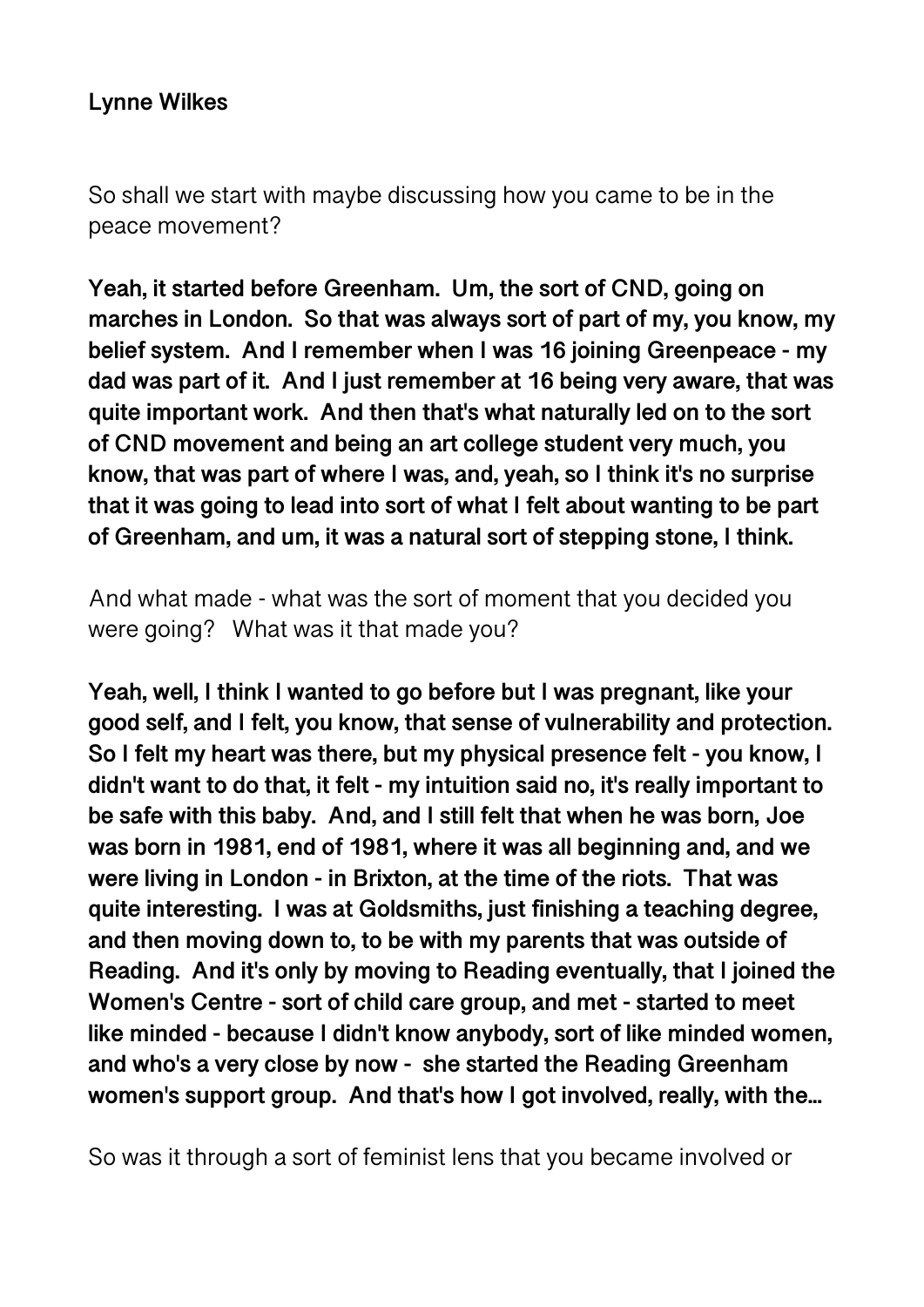**Lynne Wilkes**

So shall we start with maybe discussing how you came to be in the peace movement?

**Yeah, it started before Greenham. Um, the sort of CND, going on marches in London. So that was always sort of part of my, you know, my belief system. And I remember when I was 16 joining Greenpeace - my dad was part of it. And I just remember at 16 being very aware, that was quite important work. And then that's what naturally led on to the sort of CND movement and being an art college student very much, you know, that was part of where I was, and, yeah, so I think it's no surprise that it was going to lead into sort of what I felt about wanting to be part of Greenham, and um, it was a natural sort of stepping stone, I think.**

And what made - what was the sort of moment that you decided you were going? What was it that made you?

**Yeah, well, I think I wanted to go before but I was pregnant, like your good self, and I felt, you know, that sense of vulnerability and protection. So I felt my heart was there, but my physical presence felt - you know, I didn't want to do that, it felt - my intuition said no, it's really important to be safe with this baby. And, and I still felt that when he was born, Joe was born in 1981, end of 1981, where it was all beginning and, and we were living in London - in Brixton, at the time of the riots. That was quite interesting. I was at Goldsmiths, just finishing a teaching degree, and then moving down to, to be with my parents that was outside of Reading. And it's only by moving to Reading eventually, that I joined the Women's Centre - sort of child care group, and met - started to meet like minded - because I didn't know anybody, sort of like minded women, and who's a very close by now - she started the Reading Greenham women's support group. And that's how I got involved, really, with the...**

So was it through a sort of feminist lens that you became involved or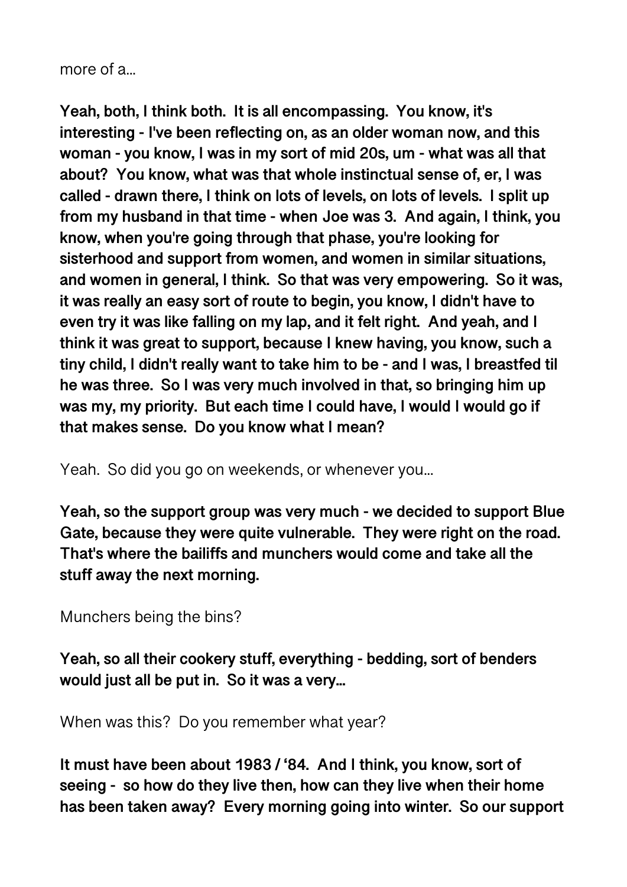more of a...

**Yeah, both, I think both. It is all encompassing. You know, it's interesting - I've been reflecting on, as an older woman now, and this woman - you know, I was in my sort of mid 20s, um - what was all that about? You know, what was that whole instinctual sense of, er, I was called - drawn there, I think on lots of levels, on lots of levels. I split up from my husband in that time - when Joe was 3. And again, I think, you know, when you're going through that phase, you're looking for sisterhood and support from women, and women in similar situations, and women in general, I think. So that was very empowering. So it was, it was really an easy sort of route to begin, you know, I didn't have to even try it was like falling on my lap, and it felt right. And yeah, and I think it was great to support, because I knew having, you know, such a tiny child, I didn't really want to take him to be - and I was, I breastfed til he was three. So I was very much involved in that, so bringing him up was my, my priority. But each time I could have, I would I would go if that makes sense. Do you know what I mean?**

Yeah. So did you go on weekends, or whenever you...

**Yeah, so the support group was very much - we decided to support Blue Gate, because they were quite vulnerable. They were right on the road. That's where the bailiffs and munchers would come and take all the stuff away the next morning.**

Munchers being the bins?

**Yeah, so all their cookery stuff, everything - bedding, sort of benders would just all be put in. So it was a very...**

When was this? Do you remember what year?

**It must have been about 1983 / '84. And I think, you know, sort of seeing - so how do they live then, how can they live when their home has been taken away? Every morning going into winter. So our support**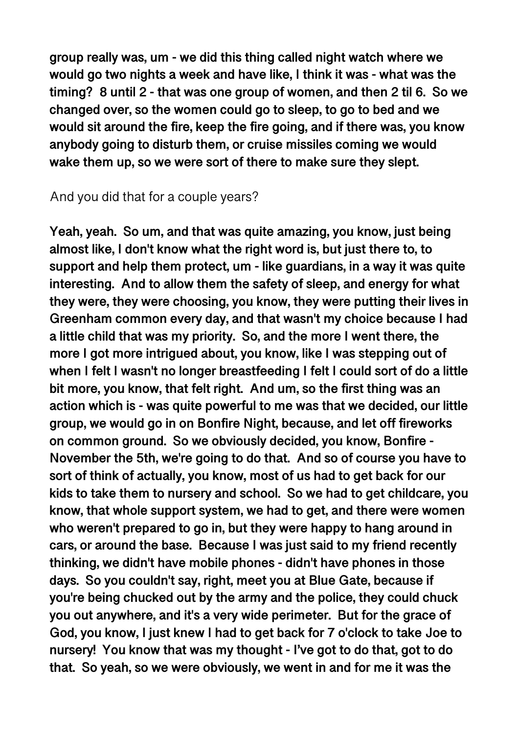**group really was, um - we did this thing called night watch where we would go two nights a week and have like, I think it was - what was the timing? 8 until 2 - that was one group of women, and then 2 til 6. So we changed over, so the women could go to sleep, to go to bed and we would sit around the fire, keep the fire going, and if there was, you know anybody going to disturb them, or cruise missiles coming we would wake them up, so we were sort of there to make sure they slept.**

And you did that for a couple years?

**Yeah, yeah. So um, and that was quite amazing, you know, just being almost like, I don't know what the right word is, but just there to, to support and help them protect, um - like guardians, in a way it was quite interesting. And to allow them the safety of sleep, and energy for what they were, they were choosing, you know, they were putting their lives in Greenham common every day, and that wasn't my choice because I had a little child that was my priority. So, and the more I went there, the more I got more intrigued about, you know, like I was stepping out of when I felt I wasn't no longer breastfeeding I felt I could sort of do a little bit more, you know, that felt right. And um, so the first thing was an action which is - was quite powerful to me was that we decided, our little group, we would go in on Bonfire Night, because, and let off fireworks on common ground. So we obviously decided, you know, Bonfire - November the 5th, we're going to do that. And so of course you have to sort of think of actually, you know, most of us had to get back for our kids to take them to nursery and school. So we had to get childcare, you know, that whole support system, we had to get, and there were women who weren't prepared to go in, but they were happy to hang around in cars, or around the base. Because I was just said to my friend recently thinking, we didn't have mobile phones - didn't have phones in those days. So you couldn't say, right, meet you at Blue Gate, because if you're being chucked out by the army and the police, they could chuck you out anywhere, and it's a very wide perimeter. But for the grace of God, you know, I just knew I had to get back for 7 o'clock to take Joe to nursery! You know that was my thought - I've got to do that, got to do that. So yeah, so we were obviously, we went in and for me it was the**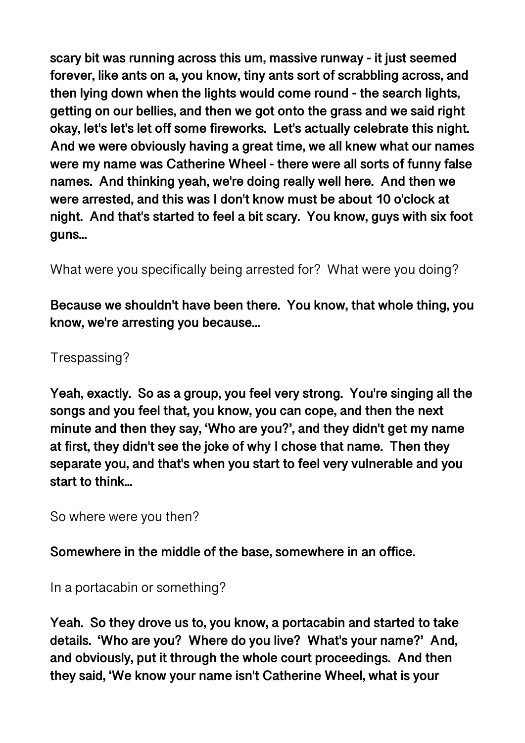**scary bit was running across this um, massive runway - it just seemed forever, like ants on a, you know, tiny ants sort of scrabbling across, and then lying down when the lights would come round - the search lights, getting on our bellies, and then we got onto the grass and we said right okay, let's let's let off some fireworks. Let's actually celebrate this night. And we were obviously having a great time, we all knew what our names were my name was Catherine Wheel - there were all sorts of funny false names. And thinking yeah, we're doing really well here. And then we were arrested, and this was I don't know must be about 10 o'clock at night. And that's started to feel a bit scary. You know, guys with six foot guns...**

What were you specifically being arrested for? What were you doing?

**Because we shouldn't have been there. You know, that whole thing, you know, we're arresting you because...**

Trespassing?

**Yeah, exactly. So as a group, you feel very strong. You're singing all the songs and you feel that, you know, you can cope, and then the next minute and then they say, 'Who are you?', and they didn't get my name at first, they didn't see the joke of why I chose that name. Then they separate you, and that's when you start to feel very vulnerable and you start to think...**

So where were you then?

**Somewhere in the middle of the base, somewhere in an office.**

In a portacabin or something?

**Yeah. So they drove us to, you know, a portacabin and started to take details. 'Who are you? Where do you live? What's your name?' And, and obviously, put it through the whole court proceedings. And then they said, 'We know your name isn't Catherine Wheel, what is your**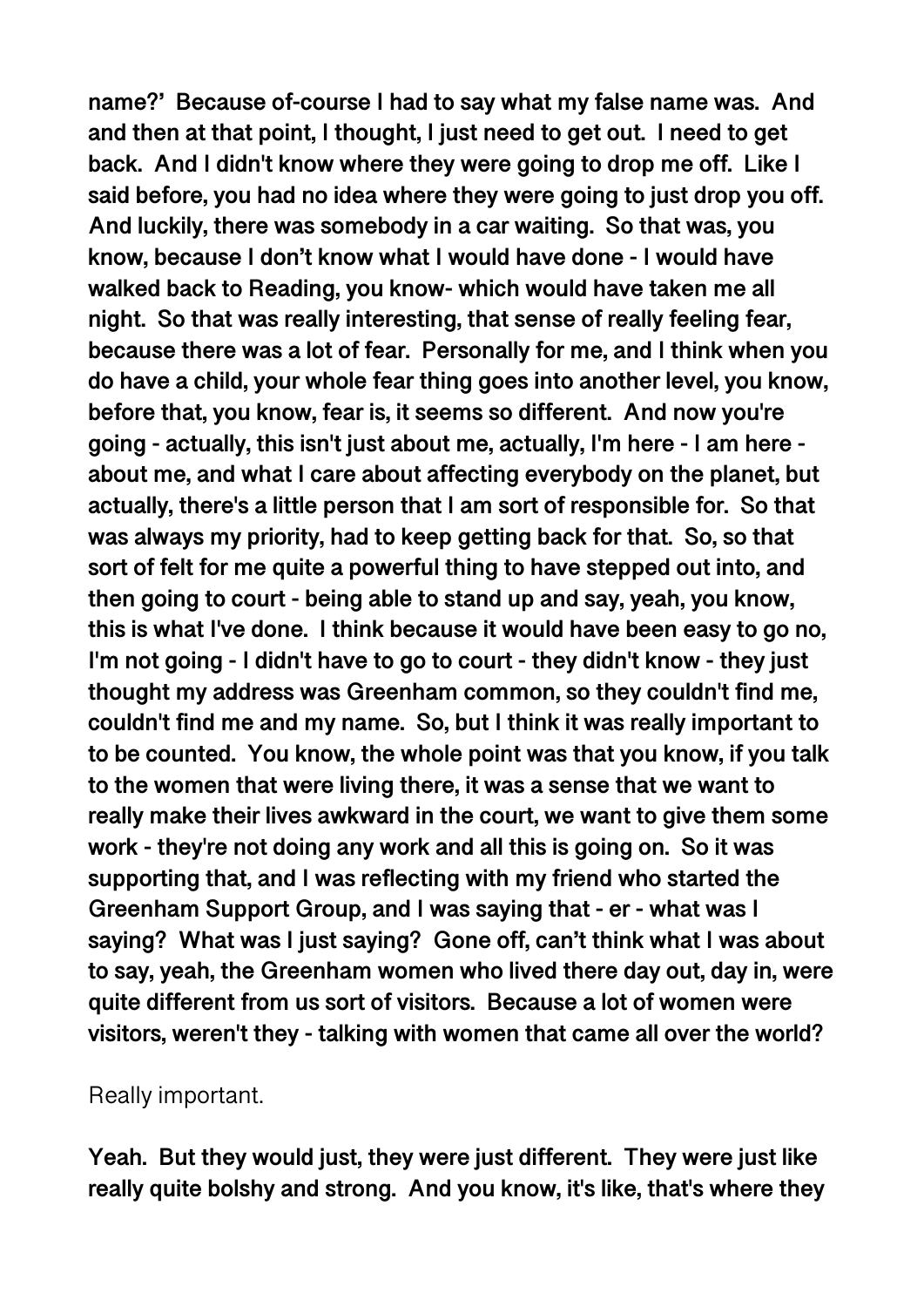**name?' Because of-course I had to say what my false name was. And and then at that point, I thought, I just need to get out. I need to get back. And I didn't know where they were going to drop me off. Like I said before, you had no idea where they were going to just drop you off. And luckily, there was somebody in a car waiting. So that was, you know, because I don't know what I would have done - I would have walked back to Reading, you know- which would have taken me all night. So that was really interesting, that sense of really feeling fear, because there was a lot of fear. Personally for me, and I think when you do have a child, your whole fear thing goes into another level, you know, before that, you know, fear is, it seems so different. And now you're going - actually, this isn't just about me, actually, I'm here - I am here - about me, and what I care about affecting everybody on the planet, but actually, there's a little person that I am sort of responsible for. So that was always my priority, had to keep getting back for that. So, so that sort of felt for me quite a powerful thing to have stepped out into, and then going to court - being able to stand up and say, yeah, you know, this is what I've done. I think because it would have been easy to go no, I'm not going - I didn't have to go to court - they didn't know - they just thought my address was Greenham common, so they couldn't find me, couldn't find me and my name. So, but I think it was really important to to be counted. You know, the whole point was that you know, if you talk to the women that were living there, it was a sense that we want to really make their lives awkward in the court, we want to give them some work - they're not doing any work and all this is going on. So it was supporting that, and I was reflecting with my friend who started the Greenham Support Group, and I was saying that - er - what was I saying? What was I just saying? Gone off, can't think what I was about to say, yeah, the Greenham women who lived there day out, day in, were quite different from us sort of visitors. Because a lot of women were visitors, weren't they - talking with women that came all over the world?**

Really important.

**Yeah. But they would just, they were just different. They were just like really quite bolshy and strong. And you know, it's like, that's where they**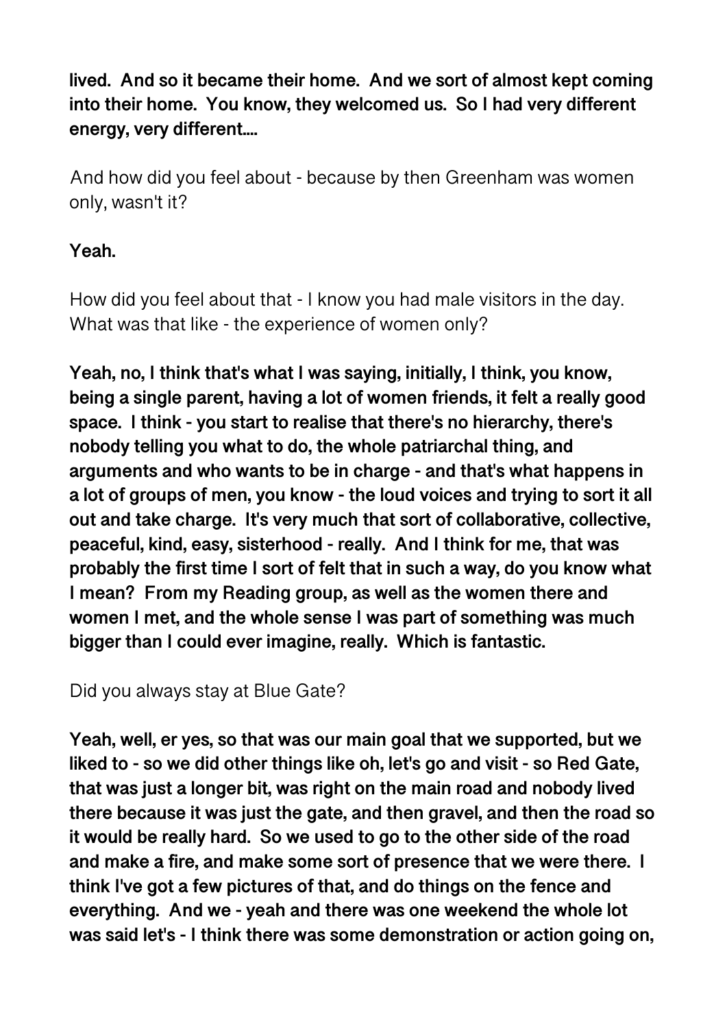**lived. And so it became their home. And we sort of almost kept coming into their home. You know, they welcomed us. So I had very different energy, very different....**

And how did you feel about - because by then Greenham was women only, wasn't it?

**Yeah.**

How did you feel about that - I know you had male visitors in the day. What was that like - the experience of women only?

**Yeah, no, I think that's what I was saying, initially, I think, you know, being a single parent, having a lot of women friends, it felt a really good space. I think - you start to realise that there's no hierarchy, there's nobody telling you what to do, the whole patriarchal thing, and arguments and who wants to be in charge - and that's what happens in a lot of groups of men, you know - the loud voices and trying to sort it all out and take charge. It's very much that sort of collaborative, collective, peaceful, kind, easy, sisterhood - really. And I think for me, that was probably the first time I sort of felt that in such a way, do you know what I mean? From my Reading group, as well as the women there and women I met, and the whole sense I was part of something was much bigger than I could ever imagine, really. Which is fantastic.**

Did you always stay at Blue Gate?

**Yeah, well, er yes, so that was our main goal that we supported, but we liked to - so we did other things like oh, let's go and visit - so Red Gate, that was just a longer bit, was right on the main road and nobody lived there because it was just the gate, and then gravel, and then the road so it would be really hard. So we used to go to the other side of the road and make a fire, and make some sort of presence that we were there. I think I've got a few pictures of that, and do things on the fence and everything. And we - yeah and there was one weekend the whole lot was said let's - I think there was some demonstration or action going on,**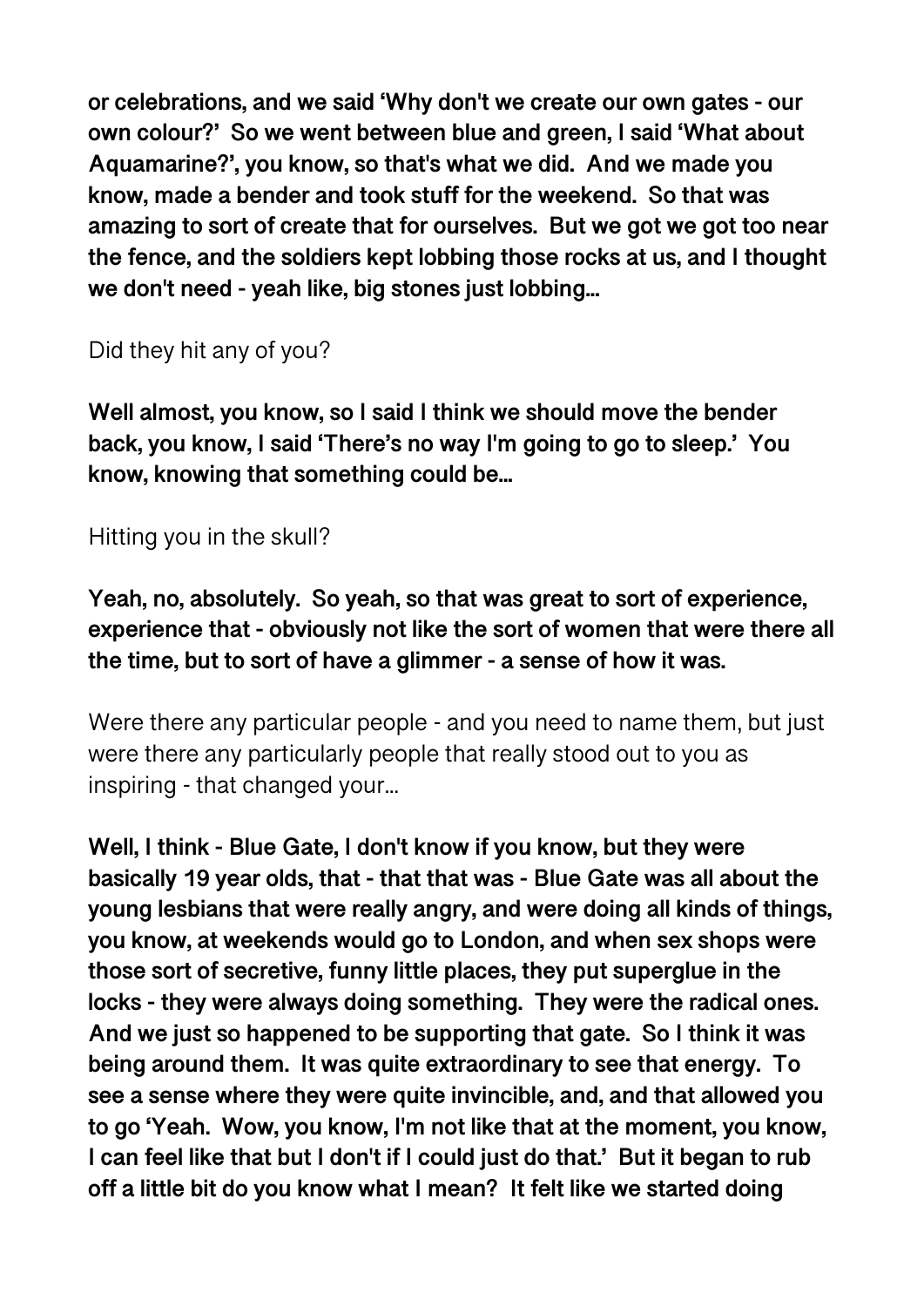**or celebrations, and we said 'Why don't we create our own gates - our own colour?' So we went between blue and green, I said 'What about Aquamarine?', you know, so that's what we did. And we made you know, made a bender and took stuff for the weekend. So that was amazing to sort of create that for ourselves. But we got we got too near the fence, and the soldiers kept lobbing those rocks at us, and I thought we don't need - yeah like, big stones just lobbing...**

Did they hit any of you?

**Well almost, you know, so I said I think we should move the bender back, you know, I said 'There's no way I'm going to go to sleep.' You know, knowing that something could be...**

Hitting you in the skull?

**Yeah, no, absolutely. So yeah, so that was great to sort of experience, experience that - obviously not like the sort of women that were there all the time, but to sort of have a glimmer - a sense of how it was.**

Were there any particular people - and you need to name them, but just were there any particularly people that really stood out to you as inspiring - that changed your...

**Well, I think - Blue Gate, I don't know if you know, but they were basically 19 year olds, that - that that was - Blue Gate was all about the young lesbians that were really angry, and were doing all kinds of things, you know, at weekends would go to London, and when sex shops were those sort of secretive, funny little places, they put superglue in the locks - they were always doing something. They were the radical ones. And we just so happened to be supporting that gate. So I think it was being around them. It was quite extraordinary to see that energy. To see a sense where they were quite invincible, and, and that allowed you to go 'Yeah. Wow, you know, I'm not like that at the moment, you know, I can feel like that but I don't if I could just do that.' But it began to rub off a little bit do you know what I mean? It felt like we started doing**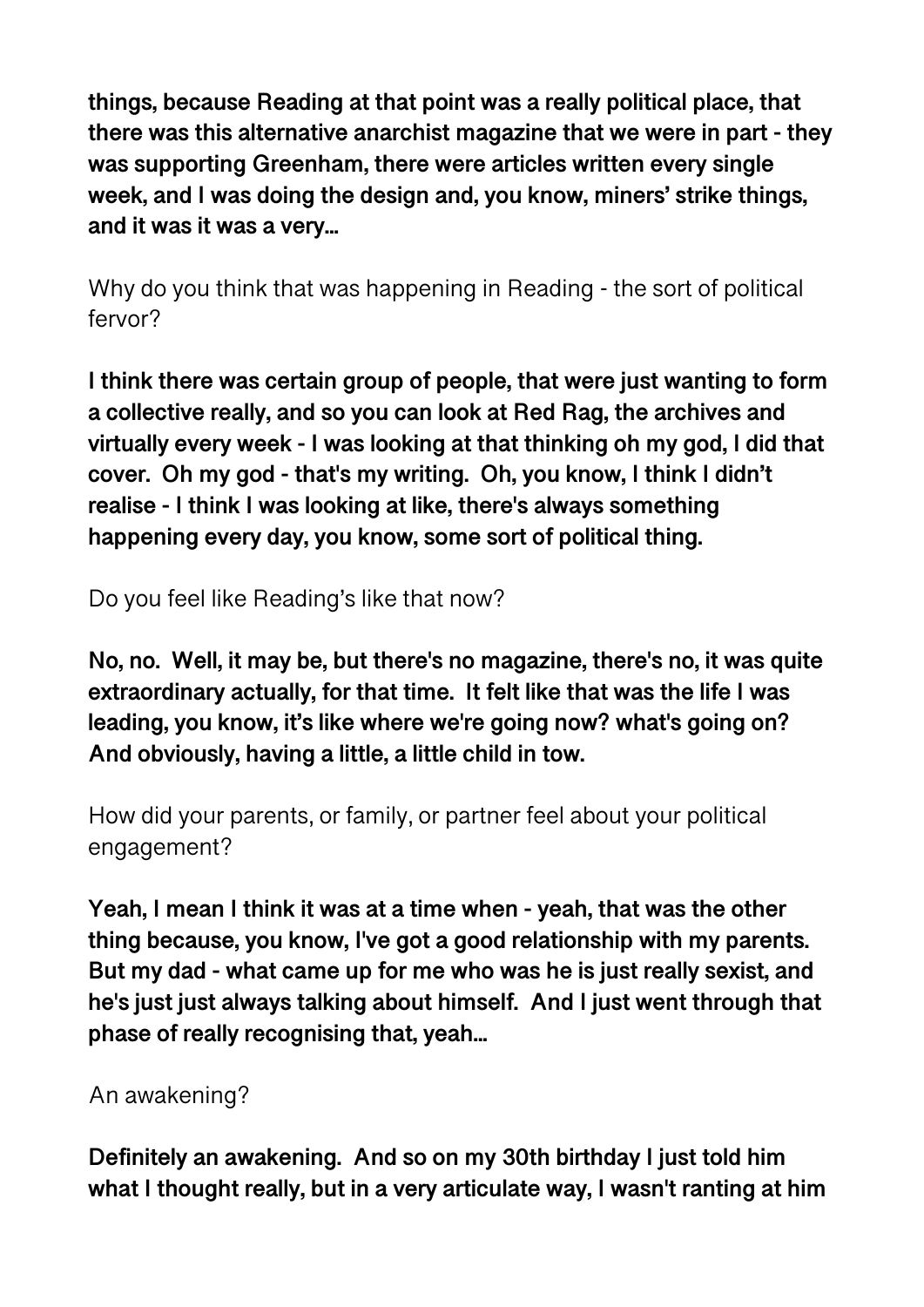**things, because Reading at that point was a really political place, that there was this alternative anarchist magazine that we were in part - they was supporting Greenham, there were articles written every single week, and I was doing the design and, you know, miners' strike things, and it was it was a very…**

Why do you think that was happening in Reading - the sort of political fervor?

**I think there was certain group of people, that were just wanting to form a collective really, and so you can look at Red Rag, the archives and virtually every week - I was looking at that thinking oh my god, I did that cover. Oh my god - that's my writing. Oh, you know, I think I didn't realise - I think I was looking at like, there's always something happening every day, you know, some sort of political thing.**

Do you feel like Reading's like that now?

**No, no. Well, it may be, but there's no magazine, there's no, it was quite extraordinary actually, for that time. It felt like that was the life I was leading, you know, it's like where we're going now? what's going on? And obviously, having a little, a little child in tow.**

How did your parents, or family, or partner feel about your political engagement?

**Yeah, I mean I think it was at a time when - yeah, that was the other thing because, you know, I've got a good relationship with my parents. But my dad - what came up for me who was he is just really sexist, and he's just just always talking about himself. And I just went through that phase of really recognising that, yeah…**

An awakening?

**Definitely an awakening. And so on my 30th birthday I just told him what I thought really, but in a very articulate way, I wasn't ranting at him**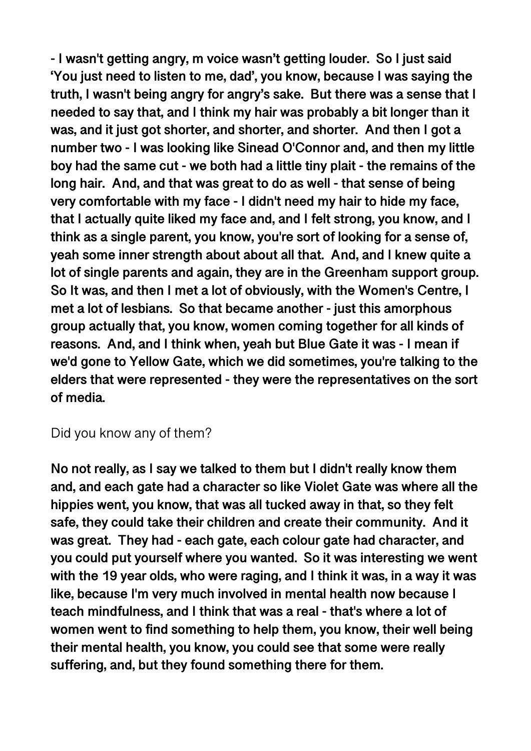**- I wasn't getting angry, m voice wasn't getting louder. So I just said 'You just need to listen to me, dad', you know, because I was saying the truth, I wasn't being angry for angry's sake. But there was a sense that I needed to say that, and I think my hair was probably a bit longer than it was, and it just got shorter, and shorter, and shorter. And then I got a number two - I was looking like Sinead O'Connor and, and then my little boy had the same cut - we both had a little tiny plait - the remains of the long hair. And, and that was great to do as well - that sense of being very comfortable with my face - I didn't need my hair to hide my face, that I actually quite liked my face and, and I felt strong, you know, and I think as a single parent, you know, you're sort of looking for a sense of, yeah some inner strength about about all that. And, and I knew quite a lot of single parents and again, they are in the Greenham support group. So It was, and then I met a lot of obviously, with the Women's Centre, I met a lot of lesbians. So that became another - just this amorphous group actually that, you know, women coming together for all kinds of reasons. And, and I think when, yeah but Blue Gate it was - I mean if we'd gone to Yellow Gate, which we did sometimes, you're talking to the elders that were represented - they were the representatives on the sort of media.**

Did you know any of them?

**No not really, as I say we talked to them but I didn't really know them and, and each gate had a character so like Violet Gate was where all the hippies went, you know, that was all tucked away in that, so they felt safe, they could take their children and create their community. And it was great. They had - each gate, each colour gate had character, and you could put yourself where you wanted. So it was interesting we went with the 19 year olds, who were raging, and I think it was, in a way it was like, because I'm very much involved in mental health now because I teach mindfulness, and I think that was a real - that's where a lot of women went to find something to help them, you know, their well being their mental health, you know, you could see that some were really suffering, and, but they found something there for them.**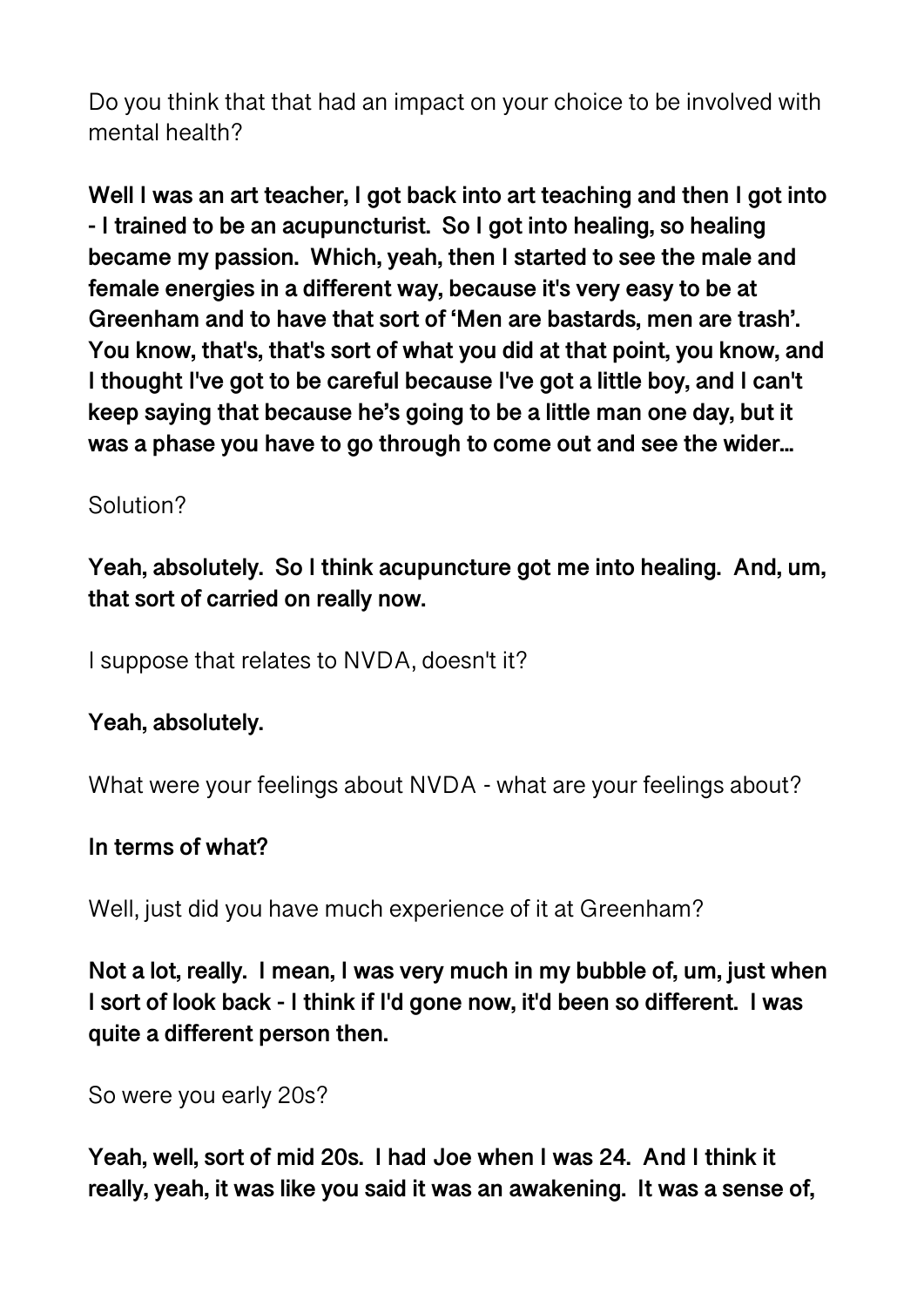Do you think that that had an impact on your choice to be involved with mental health?

**Well I was an art teacher, I got back into art teaching and then I got into - I trained to be an acupuncturist. So I got into healing, so healing became my passion. Which, yeah, then I started to see the male and female energies in a different way, because it's very easy to be at Greenham and to have that sort of 'Men are bastards, men are trash'. You know, that's, that's sort of what you did at that point, you know, and I thought I've got to be careful because I've got a little boy, and I can't keep saying that because he's going to be a little man one day, but it was a phase you have to go through to come out and see the wider…**

Solution?

**Yeah, absolutely. So I think acupuncture got me into healing. And, um, that sort of carried on really now.**

I suppose that relates to NVDA, doesn't it?

**Yeah, absolutely.**

What were your feelings about NVDA - what are your feelings about?

**In terms of what?**

Well, just did you have much experience of it at Greenham?

**Not a lot, really. I mean, I was very much in my bubble of, um, just when I sort of look back - I think if I'd gone now, it'd been so different. I was quite a different person then.**

So were you early 20s?

**Yeah, well, sort of mid 20s. I had Joe when I was 24. And I think it really, yeah, it was like you said it was an awakening. It was a sense of,**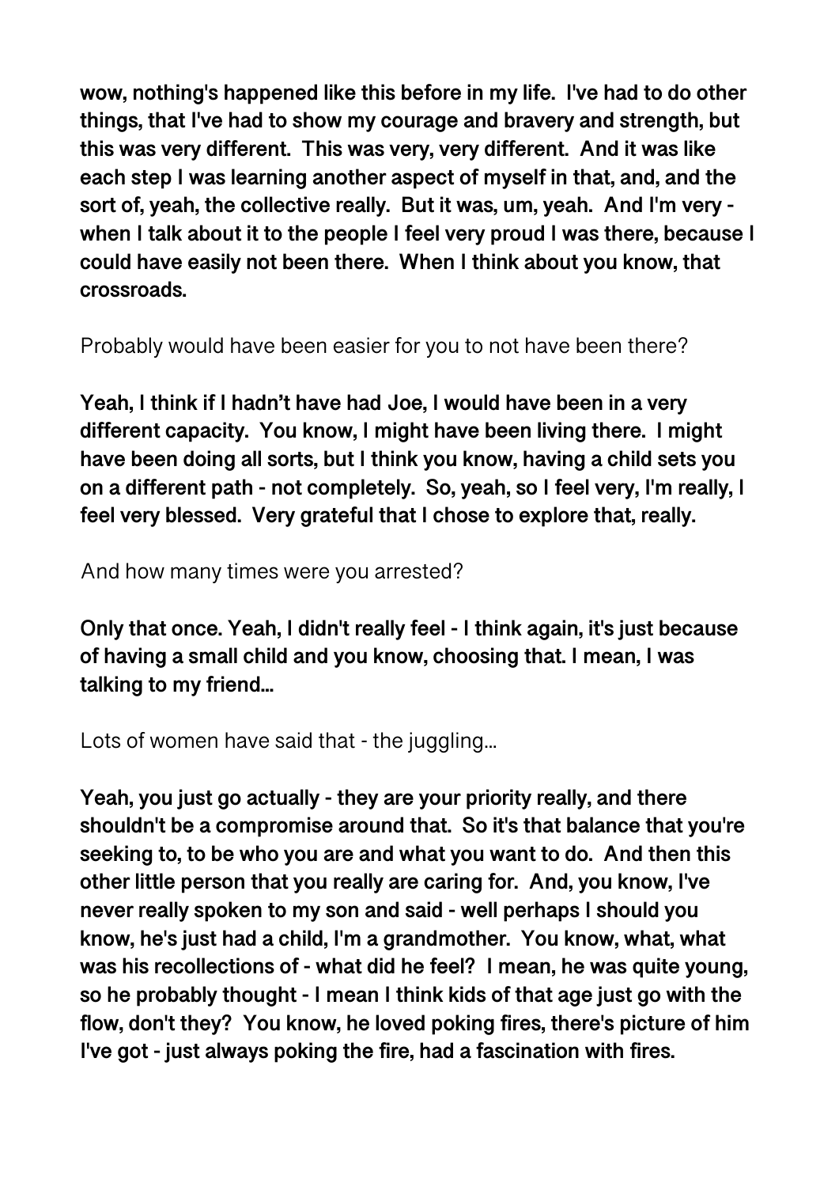**wow, nothing's happened like this before in my life. I've had to do other things, that I've had to show my courage and bravery and strength, but this was very different. This was very, very different. And it was like each step I was learning another aspect of myself in that, and, and the sort of, yeah, the collective really. But it was, um, yeah. And I'm very - when I talk about it to the people I feel very proud I was there, because I could have easily not been there. When I think about you know, that crossroads.**

Probably would have been easier for you to not have been there?

**Yeah, I think if I hadn't have had Joe, I would have been in a very different capacity. You know, I might have been living there. I might have been doing all sorts, but I think you know, having a child sets you on a different path - not completely. So, yeah, so I feel very, I'm really, I feel very blessed. Very grateful that I chose to explore that, really.**

And how many times were you arrested?

**Only that once. Yeah, I didn't really feel - I think again, it's just because of having a small child and you know, choosing that. I mean, I was talking to my friend...**

Lots of women have said that - the juggling...

**Yeah, you just go actually - they are your priority really, and there shouldn't be a compromise around that. So it's that balance that you're seeking to, to be who you are and what you want to do. And then this other little person that you really are caring for. And, you know, I've never really spoken to my son and said - well perhaps I should you know, he's just had a child, I'm a grandmother. You know, what, what was his recollections of - what did he feel? I mean, he was quite young, so he probably thought - I mean I think kids of that age just go with the flow, don't they? You know, he loved poking fires, there's picture of him I've got - just always poking the fire, had a fascination with fires.**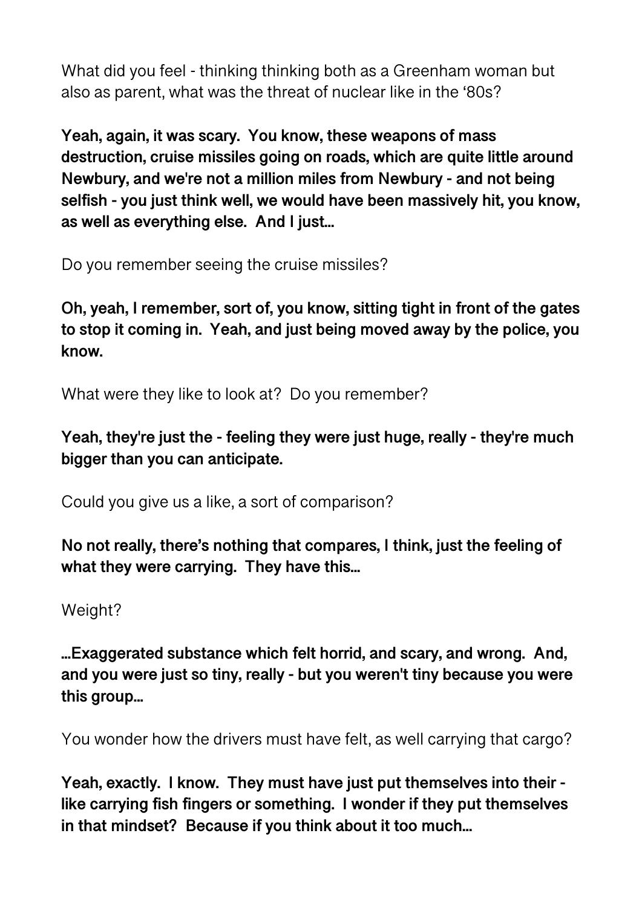What did you feel - thinking thinking both as a Greenham woman but also as parent, what was the threat of nuclear like in the '80s?

**Yeah, again, it was scary. You know, these weapons of mass destruction, cruise missiles going on roads, which are quite little around Newbury, and we're not a million miles from Newbury - and not being selfish - you just think well, we would have been massively hit, you know, as well as everything else. And I just...**

Do you remember seeing the cruise missiles?

**Oh, yeah, I remember, sort of, you know, sitting tight in front of the gates to stop it coming in. Yeah, and just being moved away by the police, you know.**

What were they like to look at? Do you remember?

**Yeah, they're just the - feeling they were just huge, really - they're much bigger than you can anticipate.**

Could you give us a like, a sort of comparison?

**No not really, there's nothing that compares, I think, just the feeling of what they were carrying. They have this...**

Weight?

**...Exaggerated substance which felt horrid, and scary, and wrong. And, and you were just so tiny, really - but you weren't tiny because you were this group...**

You wonder how the drivers must have felt, as well carrying that cargo?

**Yeah, exactly. I know. They must have just put themselves into their - like carrying fish fingers or something. I wonder if they put themselves in that mindset? Because if you think about it too much...**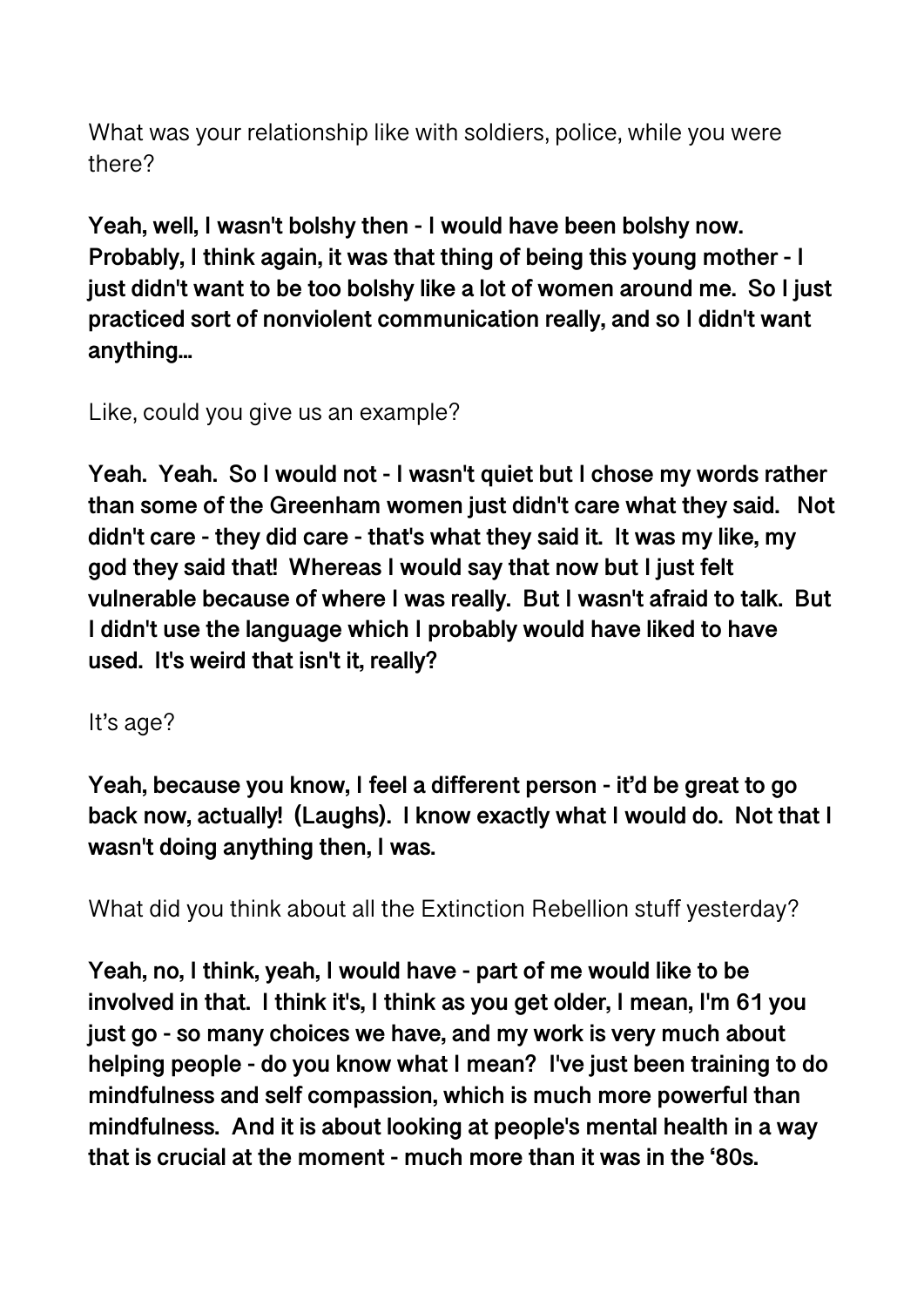What was your relationship like with soldiers, police, while you were there?

**Yeah, well, I wasn't bolshy then - I would have been bolshy now. Probably, I think again, it was that thing of being this young mother - I just didn't want to be too bolshy like a lot of women around me. So I just practiced sort of nonviolent communication really, and so I didn't want anything...**

Like, could you give us an example?

**Yeah. Yeah. So I would not - I wasn't quiet but I chose my words rather than some of the Greenham women just didn't care what they said. Not didn't care - they did care - that's what they said it. It was my like, my god they said that! Whereas I would say that now but I just felt vulnerable because of where I was really. But I wasn't afraid to talk. But I didn't use the language which I probably would have liked to have used. It's weird that isn't it, really?**

It's age?

**Yeah, because you know, I feel a different person - it'd be great to go back now, actually! (Laughs). I know exactly what I would do. Not that I wasn't doing anything then, I was.**

What did you think about all the Extinction Rebellion stuff yesterday?

**Yeah, no, I think, yeah, I would have - part of me would like to be involved in that. I think it's, I think as you get older, I mean, I'm 61 you just go - so many choices we have, and my work is very much about helping people - do you know what I mean? I've just been training to do mindfulness and self compassion, which is much more powerful than mindfulness. And it is about looking at people's mental health in a way that is crucial at the moment - much more than it was in the '80s.**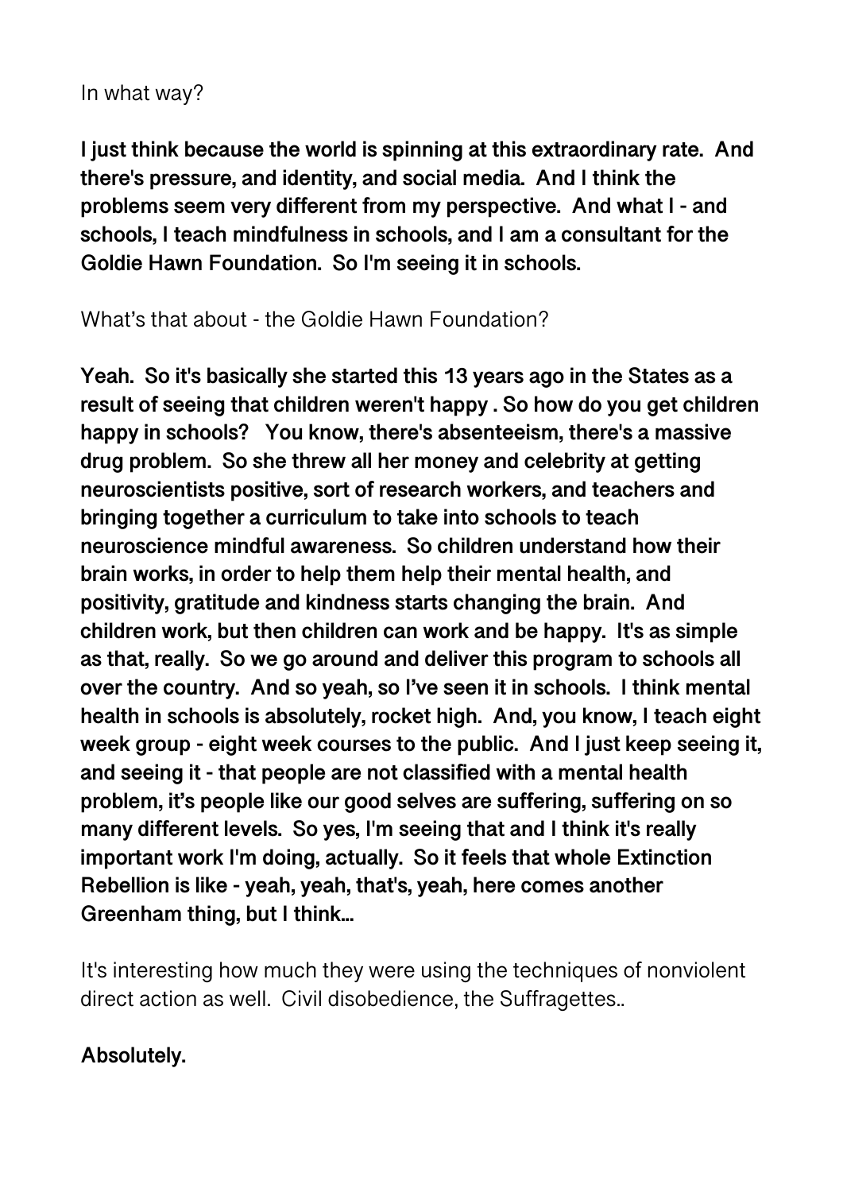In what way?

**I just think because the world is spinning at this extraordinary rate. And there's pressure, and identity, and social media. And I think the problems seem very different from my perspective. And what I - and schools, I teach mindfulness in schools, and I am a consultant for the Goldie Hawn Foundation. So I'm seeing it in schools.**

What's that about - the Goldie Hawn Foundation?

**Yeah. So it's basically she started this 13 years ago in the States as a result of seeing that children weren't happy . So how do you get children happy in schools? You know, there's absenteeism, there's a massive drug problem. So she threw all her money and celebrity at getting neuroscientists positive, sort of research workers, and teachers and bringing together a curriculum to take into schools to teach neuroscience mindful awareness. So children understand how their brain works, in order to help them help their mental health, and positivity, gratitude and kindness starts changing the brain. And children work, but then children can work and be happy. It's as simple as that, really. So we go around and deliver this program to schools all over the country. And so yeah, so I've seen it in schools. I think mental health in schools is absolutely, rocket high. And, you know, I teach eight week group - eight week courses to the public. And I just keep seeing it, and seeing it - that people are not classified with a mental health problem, it's people like our good selves are suffering, suffering on so many different levels. So yes, I'm seeing that and I think it's really important work I'm doing, actually. So it feels that whole Extinction Rebellion is like - yeah, yeah, that's, yeah, here comes another Greenham thing, but I think...**

It's interesting how much they were using the techniques of nonviolent direct action as well. Civil disobedience, the Suffragettes..

**Absolutely.**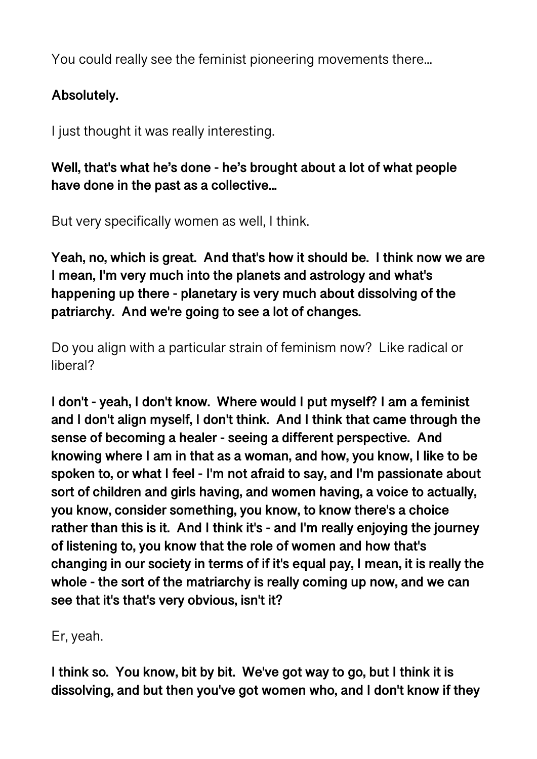You could really see the feminist pioneering movements there...

**Absolutely.**

I just thought it was really interesting.

**Well, that's what he's done - he's brought about a lot of what people have done in the past as a collective...**

But very specifically women as well, I think.

**Yeah, no, which is great. And that's how it should be. I think now we are I mean, I'm very much into the planets and astrology and what's happening up there - planetary is very much about dissolving of the patriarchy. And we're going to see a lot of changes.**

Do you align with a particular strain of feminism now? Like radical or liberal?

**I don't - yeah, I don't know. Where would I put myself? I am a feminist and I don't align myself, I don't think. And I think that came through the sense of becoming a healer - seeing a different perspective. And knowing where I am in that as a woman, and how, you know, I like to be spoken to, or what I feel - I'm not afraid to say, and I'm passionate about sort of children and girls having, and women having, a voice to actually, you know, consider something, you know, to know there's a choice rather than this is it. And I think it's - and I'm really enjoying the journey of listening to, you know that the role of women and how that's changing in our society in terms of if it's equal pay, I mean, it is really the whole - the sort of the matriarchy is really coming up now, and we can see that it's that's very obvious, isn't it?**

Er, yeah.

**I think so. You know, bit by bit. We've got way to go, but I think it is dissolving, and but then you've got women who, and I don't know if they**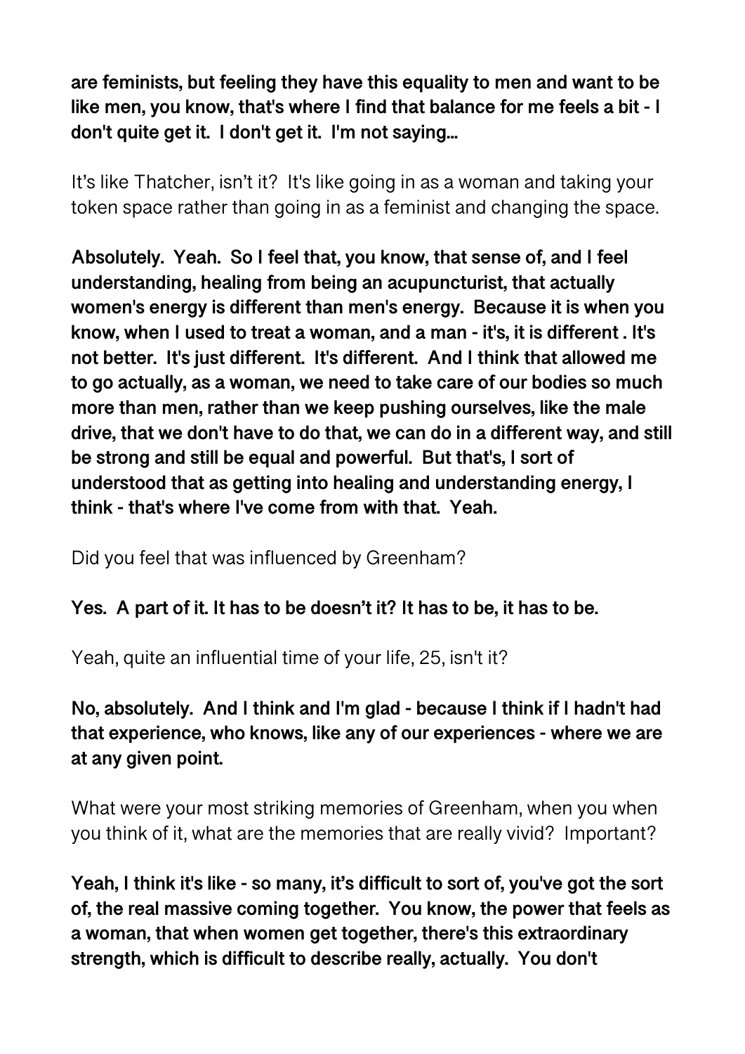**are feminists, but feeling they have this equality to men and want to be like men, you know, that's where I find that balance for me feels a bit - I don't quite get it. I don't get it. I'm not saying...**

It's like Thatcher, isn't it? It's like going in as a woman and taking your token space rather than going in as a feminist and changing the space.

**Absolutely. Yeah. So I feel that, you know, that sense of, and I feel understanding, healing from being an acupuncturist, that actually women's energy is different than men's energy. Because it is when you know, when I used to treat a woman, and a man - it's, it is different . It's not better. It's just different. It's different. And I think that allowed me to go actually, as a woman, we need to take care of our bodies so much more than men, rather than we keep pushing ourselves, like the male drive, that we don't have to do that, we can do in a different way, and still be strong and still be equal and powerful. But that's, I sort of understood that as getting into healing and understanding energy, I think - that's where I've come from with that. Yeah.**

Did you feel that was influenced by Greenham?

**Yes. A part of it. It has to be doesn't it? It has to be, it has to be.**

Yeah, quite an influential time of your life, 25, isn't it?

**No, absolutely. And I think and I'm glad - because I think if I hadn't had that experience, who knows, like any of our experiences - where we are at any given point.**

What were your most striking memories of Greenham, when you when you think of it, what are the memories that are really vivid? Important?

**Yeah, I think it's like - so many, it's difficult to sort of, you've got the sort of, the real massive coming together. You know, the power that feels as a woman, that when women get together, there's this extraordinary strength, which is difficult to describe really, actually. You don't**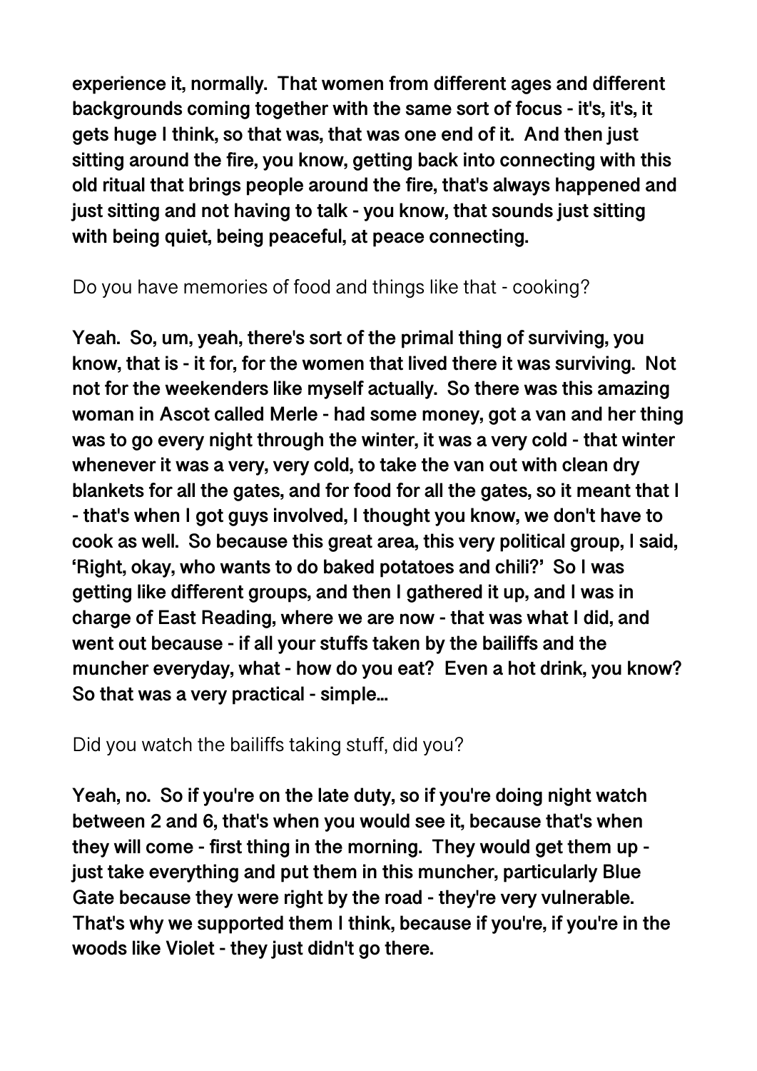**experience it, normally. That women from different ages and different backgrounds coming together with the same sort of focus - it's, it's, it gets huge I think, so that was, that was one end of it. And then just sitting around the fire, you know, getting back into connecting with this old ritual that brings people around the fire, that's always happened and just sitting and not having to talk - you know, that sounds just sitting with being quiet, being peaceful, at peace connecting.**

Do you have memories of food and things like that - cooking?

**Yeah. So, um, yeah, there's sort of the primal thing of surviving, you know, that is - it for, for the women that lived there it was surviving. Not not for the weekenders like myself actually. So there was this amazing woman in Ascot called Merle - had some money, got a van and her thing was to go every night through the winter, it was a very cold - that winter whenever it was a very, very cold, to take the van out with clean dry blankets for all the gates, and for food for all the gates, so it meant that I - that's when I got guys involved, I thought you know, we don't have to cook as well. So because this great area, this very political group, I said, 'Right, okay, who wants to do baked potatoes and chili?' So I was getting like different groups, and then I gathered it up, and I was in charge of East Reading, where we are now - that was what I did, and went out because - if all your stuffs taken by the bailiffs and the muncher everyday, what - how do you eat? Even a hot drink, you know? So that was a very practical - simple...**

Did you watch the bailiffs taking stuff, did you?

**Yeah, no. So if you're on the late duty, so if you're doing night watch between 2 and 6, that's when you would see it, because that's when they will come - first thing in the morning. They would get them up - just take everything and put them in this muncher, particularly Blue Gate because they were right by the road - they're very vulnerable. That's why we supported them I think, because if you're, if you're in the woods like Violet - they just didn't go there.**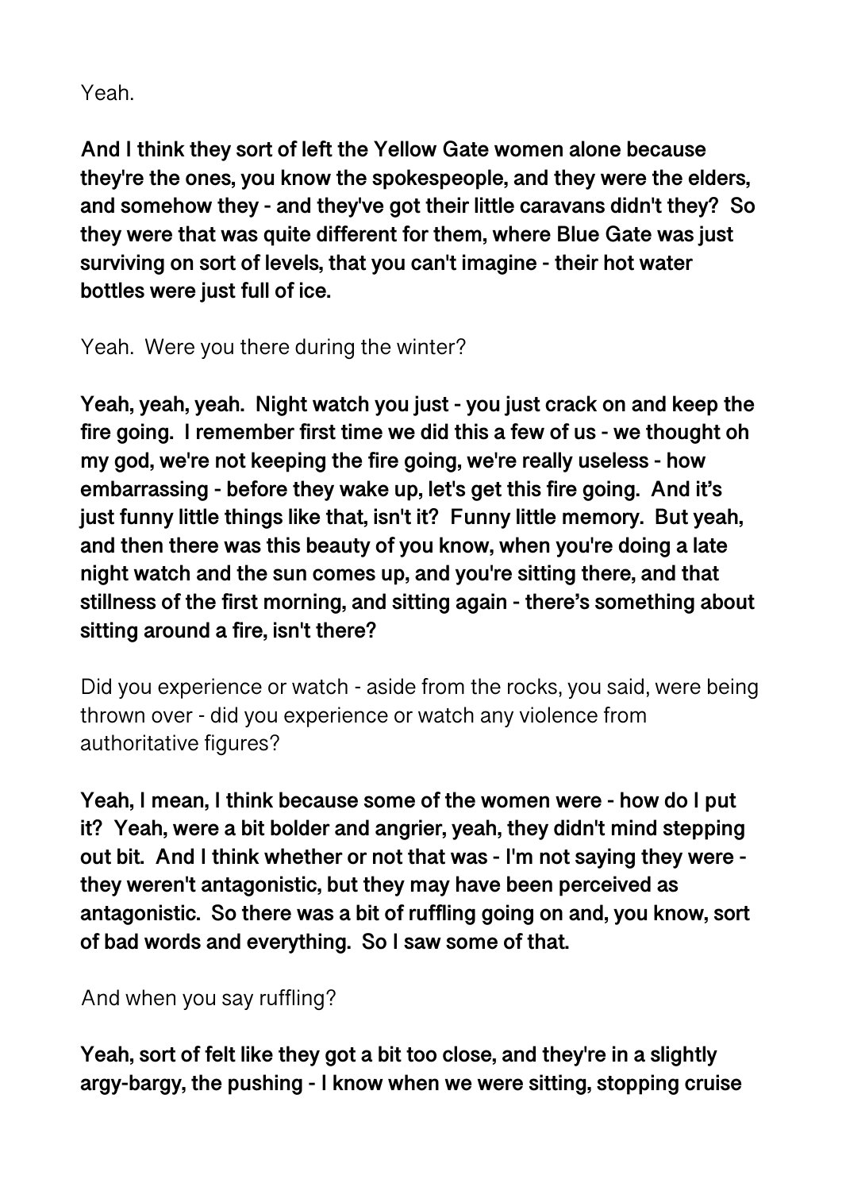Yeah.

**And I think they sort of left the Yellow Gate women alone because they're the ones, you know the spokespeople, and they were the elders, and somehow they - and they've got their little caravans didn't they? So they were that was quite different for them, where Blue Gate was just surviving on sort of levels, that you can't imagine - their hot water bottles were just full of ice.**

Yeah. Were you there during the winter?

**Yeah, yeah, yeah. Night watch you just - you just crack on and keep the fire going. I remember first time we did this a few of us - we thought oh my god, we're not keeping the fire going, we're really useless - how embarrassing - before they wake up, let's get this fire going. And it's just funny little things like that, isn't it? Funny little memory. But yeah, and then there was this beauty of you know, when you're doing a late night watch and the sun comes up, and you're sitting there, and that stillness of the first morning, and sitting again - there's something about sitting around a fire, isn't there?**

Did you experience or watch - aside from the rocks, you said, were being thrown over - did you experience or watch any violence from authoritative figures?

**Yeah, I mean, I think because some of the women were - how do I put it? Yeah, were a bit bolder and angrier, yeah, they didn't mind stepping out bit. And I think whether or not that was - I'm not saying they were - they weren't antagonistic, but they may have been perceived as antagonistic. So there was a bit of ruffling going on and, you know, sort of bad words and everything. So I saw some of that.**

And when you say ruffling?

**Yeah, sort of felt like they got a bit too close, and they're in a slightly argy-bargy, the pushing - I know when we were sitting, stopping cruise**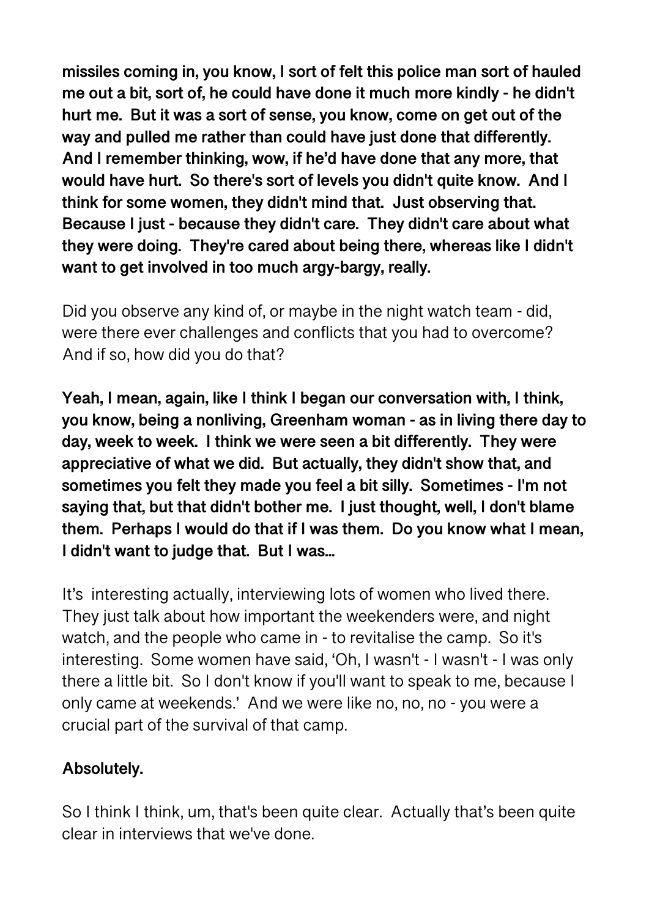**missiles coming in, you know, I sort of felt this police man sort of hauled me out a bit, sort of, he could have done it much more kindly - he didn't hurt me. But it was a sort of sense, you know, come on get out of the way and pulled me rather than could have just done that differently. And I remember thinking, wow, if he'd have done that any more, that would have hurt. So there's sort of levels you didn't quite know. And I think for some women, they didn't mind that. Just observing that. Because I just - because they didn't care. They didn't care about what they were doing. They're cared about being there, whereas like I didn't want to get involved in too much argy-bargy, really.**

Did you observe any kind of, or maybe in the night watch team - did, were there ever challenges and conflicts that you had to overcome? And if so, how did you do that?

**Yeah, I mean, again, like I think I began our conversation with, I think, you know, being a nonliving, Greenham woman - as in living there day to day, week to week. I think we were seen a bit differently. They were appreciative of what we did. But actually, they didn't show that, and sometimes you felt they made you feel a bit silly. Sometimes - I'm not saying that, but that didn't bother me. I just thought, well, I don't blame them. Perhaps I would do that if I was them. Do you know what I mean, I didn't want to judge that. But I was...**

It's interesting actually, interviewing lots of women who lived there. They just talk about how important the weekenders were, and night watch, and the people who came in - to revitalise the camp. So it's interesting. Some women have said, 'Oh, I wasn't - I wasn't - I was only there a little bit. So I don't know if you'll want to speak to me, because I only came at weekends.' And we were like no, no, no - you were a crucial part of the survival of that camp.

**Absolutely.**

So I think I think, um, that's been quite clear. Actually that's been quite clear in interviews that we've done.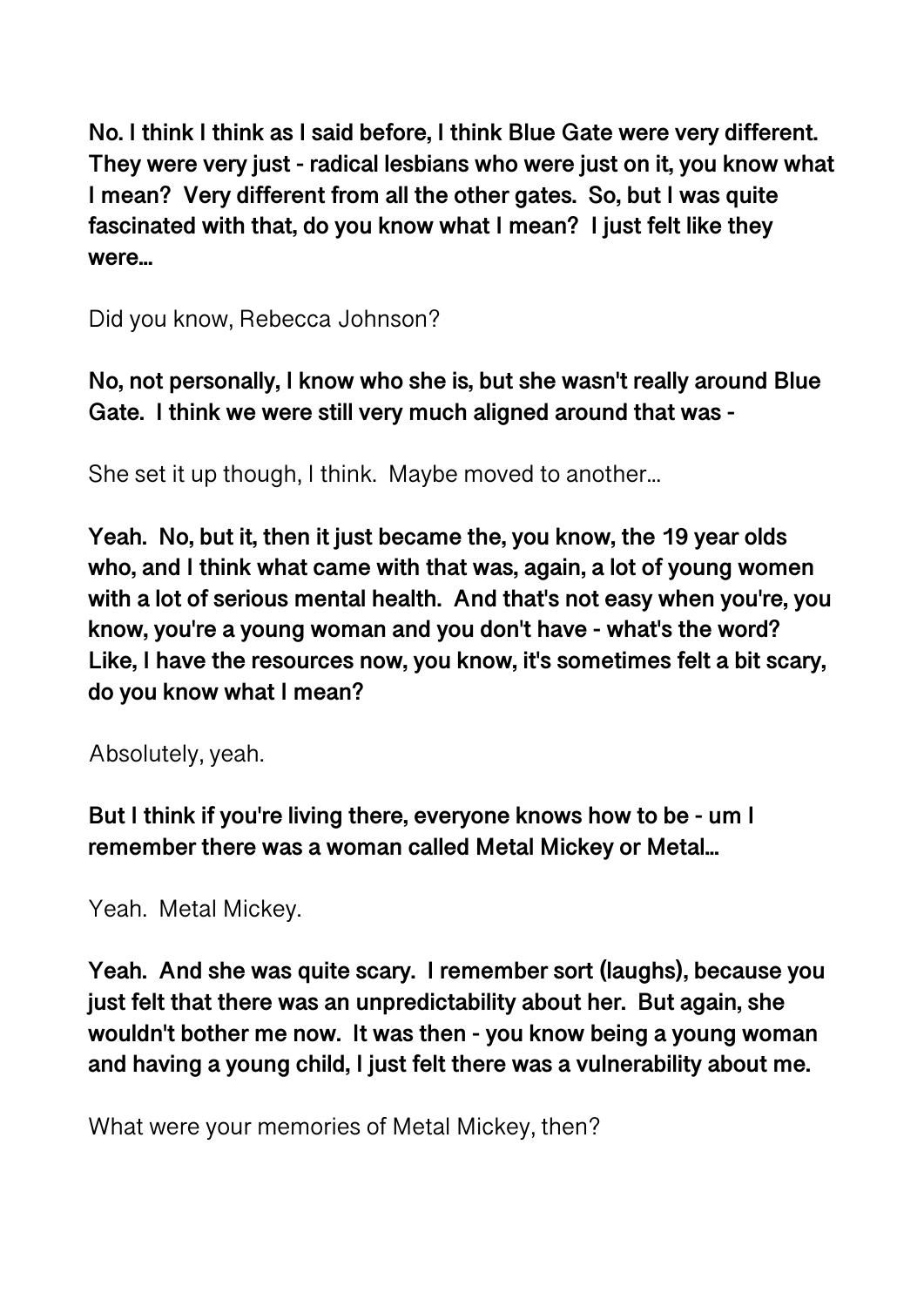**No. I think I think as I said before, I think Blue Gate were very different. They were very just - radical lesbians who were just on it, you know what I mean? Very different from all the other gates. So, but I was quite fascinated with that, do you know what I mean? I just felt like they were...**

Did you know, Rebecca Johnson?

**No, not personally, I know who she is, but she wasn't really around Blue Gate. I think we were still very much aligned around that was -**

She set it up though, I think. Maybe moved to another...

**Yeah. No, but it, then it just became the, you know, the 19 year olds who, and I think what came with that was, again, a lot of young women with a lot of serious mental health. And that's not easy when you're, you know, you're a young woman and you don't have - what's the word? Like, I have the resources now, you know, it's sometimes felt a bit scary, do you know what I mean?**

Absolutely, yeah.

**But I think if you're living there, everyone knows how to be - um I remember there was a woman called Metal Mickey or Metal...**

Yeah. Metal Mickey.

**Yeah. And she was quite scary. I remember sort (laughs), because you just felt that there was an unpredictability about her. But again, she wouldn't bother me now. It was then - you know being a young woman and having a young child, I just felt there was a vulnerability about me.**

What were your memories of Metal Mickey, then?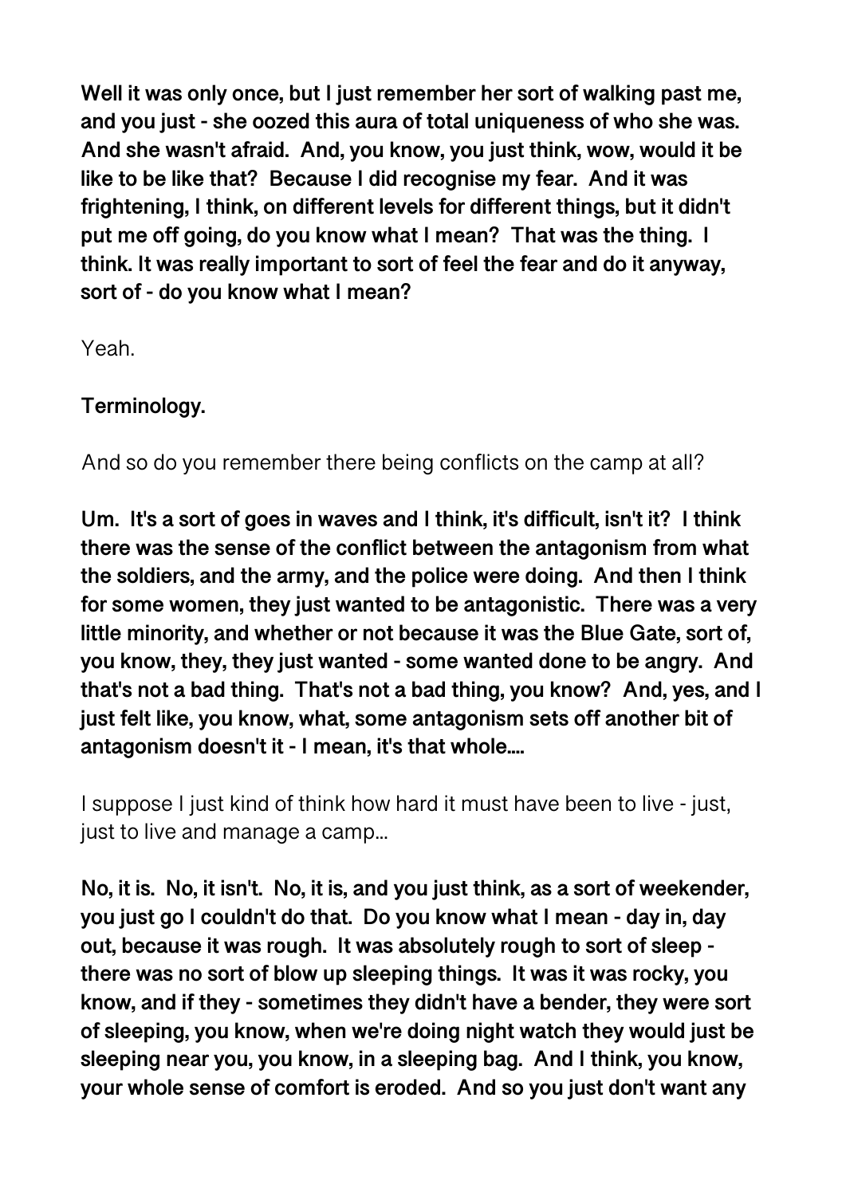**Well it was only once, but I just remember her sort of walking past me, and you just - she oozed this aura of total uniqueness of who she was. And she wasn't afraid. And, you know, you just think, wow, would it be like to be like that? Because I did recognise my fear. And it was frightening, I think, on different levels for different things, but it didn't put me off going, do you know what I mean? That was the thing. I think. It was really important to sort of feel the fear and do it anyway, sort of - do you know what I mean?**

Yeah.

**Terminology.**

And so do you remember there being conflicts on the camp at all?

**Um. It's a sort of goes in waves and I think, it's difficult, isn't it? I think there was the sense of the conflict between the antagonism from what the soldiers, and the army, and the police were doing. And then I think for some women, they just wanted to be antagonistic. There was a very little minority, and whether or not because it was the Blue Gate, sort of, you know, they, they just wanted - some wanted done to be angry. And that's not a bad thing. That's not a bad thing, you know? And, yes, and I just felt like, you know, what, some antagonism sets off another bit of antagonism doesn't it - I mean, it's that whole....**

I suppose I just kind of think how hard it must have been to live - just, just to live and manage a camp...

**No, it is. No, it isn't. No, it is, and you just think, as a sort of weekender, you just go I couldn't do that. Do you know what I mean - day in, day out, because it was rough. It was absolutely rough to sort of sleep - there was no sort of blow up sleeping things. It was it was rocky, you know, and if they - sometimes they didn't have a bender, they were sort of sleeping, you know, when we're doing night watch they would just be sleeping near you, you know, in a sleeping bag. And I think, you know, your whole sense of comfort is eroded. And so you just don't want any**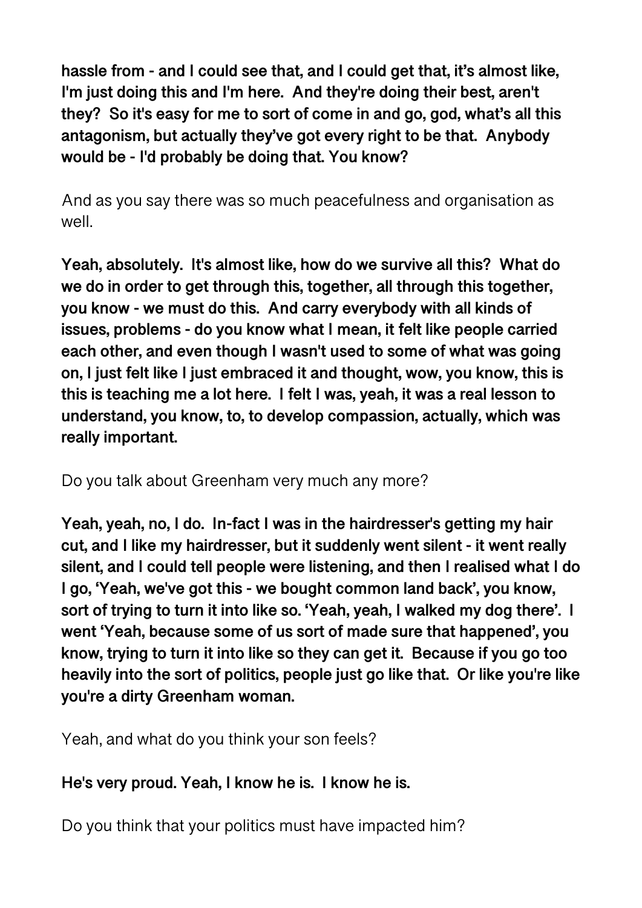**hassle from - and I could see that, and I could get that, it's almost like, I'm just doing this and I'm here. And they're doing their best, aren't they? So it's easy for me to sort of come in and go, god, what's all this antagonism, but actually they've got every right to be that. Anybody would be - I'd probably be doing that. You know?**

And as you say there was so much peacefulness and organisation as well.

**Yeah, absolutely. It's almost like, how do we survive all this? What do we do in order to get through this, together, all through this together, you know - we must do this. And carry everybody with all kinds of issues, problems - do you know what I mean, it felt like people carried each other, and even though I wasn't used to some of what was going on, I just felt like I just embraced it and thought, wow, you know, this is this is teaching me a lot here. I felt I was, yeah, it was a real lesson to understand, you know, to, to develop compassion, actually, which was really important.**

Do you talk about Greenham very much any more?

**Yeah, yeah, no, I do. In-fact I was in the hairdresser's getting my hair cut, and I like my hairdresser, but it suddenly went silent - it went really silent, and I could tell people were listening, and then I realised what I do I go, 'Yeah, we've got this - we bought common land back', you know, sort of trying to turn it into like so. 'Yeah, yeah, I walked my dog there'. I went 'Yeah, because some of us sort of made sure that happened', you know, trying to turn it into like so they can get it. Because if you go too heavily into the sort of politics, people just go like that. Or like you're like you're a dirty Greenham woman.**

Yeah, and what do you think your son feels?

**He's very proud. Yeah, I know he is. I know he is.**

Do you think that your politics must have impacted him?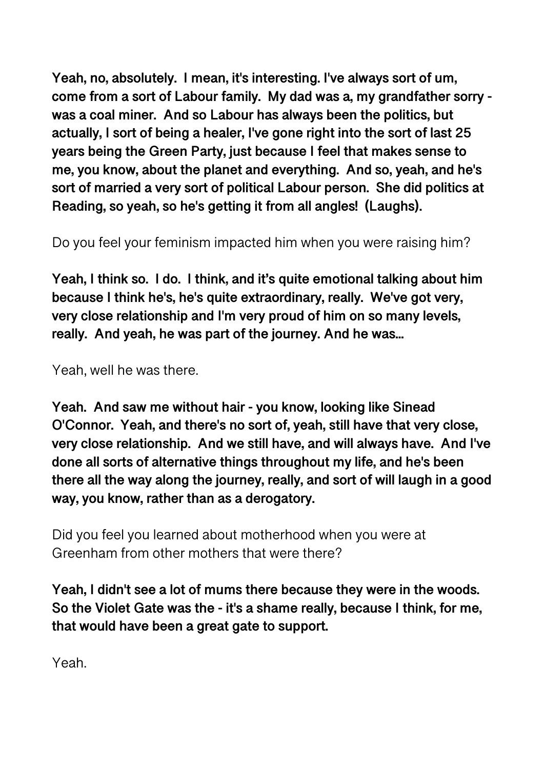**Yeah, no, absolutely. I mean, it's interesting. I've always sort of um, come from a sort of Labour family. My dad was a, my grandfather sorry - was a coal miner. And so Labour has always been the politics, but actually, I sort of being a healer, I've gone right into the sort of last 25 years being the Green Party, just because I feel that makes sense to me, you know, about the planet and everything. And so, yeah, and he's sort of married a very sort of political Labour person. She did politics at Reading, so yeah, so he's getting it from all angles! (Laughs).**

Do you feel your feminism impacted him when you were raising him?

**Yeah, I think so. I do. I think, and it's quite emotional talking about him because I think he's, he's quite extraordinary, really. We've got very, very close relationship and I'm very proud of him on so many levels, really. And yeah, he was part of the journey. And he was...**

Yeah, well he was there.

**Yeah. And saw me without hair - you know, looking like Sinead O'Connor. Yeah, and there's no sort of, yeah, still have that very close, very close relationship. And we still have, and will always have. And I've done all sorts of alternative things throughout my life, and he's been there all the way along the journey, really, and sort of will laugh in a good way, you know, rather than as a derogatory.**

Did you feel you learned about motherhood when you were at Greenham from other mothers that were there?

**Yeah, I didn't see a lot of mums there because they were in the woods. So the Violet Gate was the - it's a shame really, because I think, for me, that would have been a great gate to support.**

Yeah.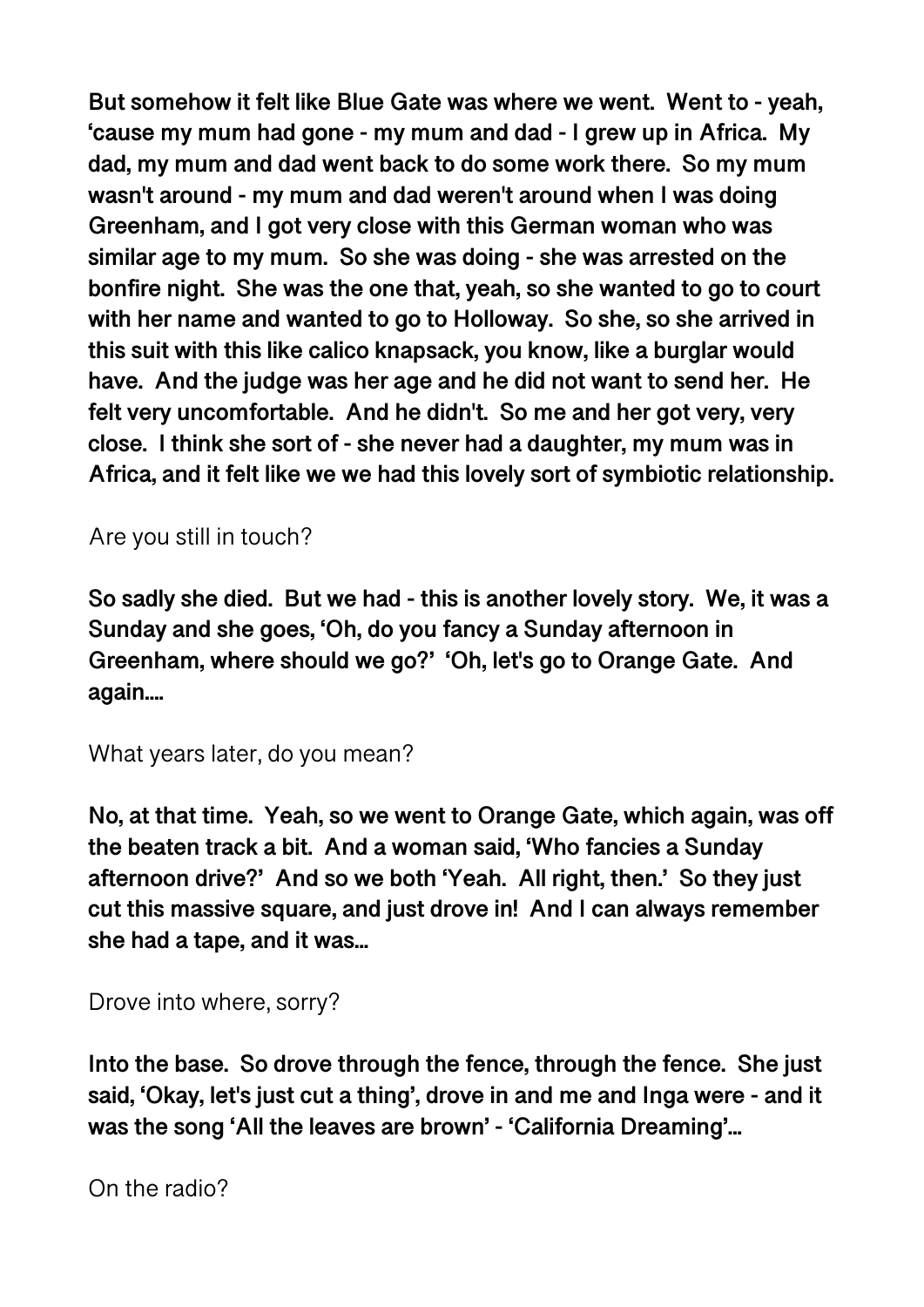**But somehow it felt like Blue Gate was where we went. Went to - yeah, 'cause my mum had gone - my mum and dad - I grew up in Africa. My dad, my mum and dad went back to do some work there. So my mum wasn't around - my mum and dad weren't around when I was doing Greenham, and I got very close with this German woman who was similar age to my mum. So she was doing - she was arrested on the bonfire night. She was the one that, yeah, so she wanted to go to court with her name and wanted to go to Holloway. So she, so she arrived in this suit with this like calico knapsack, you know, like a burglar would have. And the judge was her age and he did not want to send her. He felt very uncomfortable. And he didn't. So me and her got very, very close. I think she sort of - she never had a daughter, my mum was in Africa, and it felt like we we had this lovely sort of symbiotic relationship.**

Are you still in touch?

**So sadly she died. But we had - this is another lovely story. We, it was a Sunday and she goes, 'Oh, do you fancy a Sunday afternoon in Greenham, where should we go?' 'Oh, let's go to Orange Gate. And again....**

What years later, do you mean?

**No, at that time. Yeah, so we went to Orange Gate, which again, was off the beaten track a bit. And a woman said, 'Who fancies a Sunday afternoon drive?' And so we both 'Yeah. All right, then.' So they just cut this massive square, and just drove in! And I can always remember she had a tape, and it was...**

Drove into where, sorry?

**Into the base. So drove through the fence, through the fence. She just said, 'Okay, let's just cut a thing', drove in and me and Inga were - and it was the song 'All the leaves are brown' - 'California Dreaming'...**

On the radio?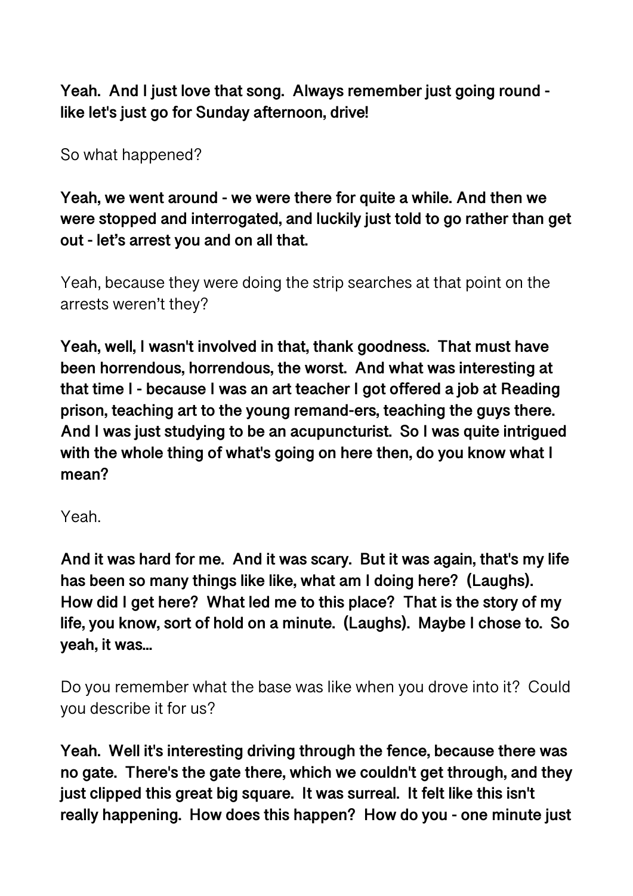**Yeah. And I just love that song. Always remember just going round - like let's just go for Sunday afternoon, drive!**

So what happened?

**Yeah, we went around - we were there for quite a while. And then we were stopped and interrogated, and luckily just told to go rather than get out - let's arrest you and on all that.**

Yeah, because they were doing the strip searches at that point on the arrests weren't they?

**Yeah, well, I wasn't involved in that, thank goodness. That must have been horrendous, horrendous, the worst. And what was interesting at that time I - because I was an art teacher I got offered a job at Reading prison, teaching art to the young remand-ers, teaching the guys there. And I was just studying to be an acupuncturist. So I was quite intrigued with the whole thing of what's going on here then, do you know what I mean?**

Yeah.

**And it was hard for me. And it was scary. But it was again, that's my life has been so many things like like, what am I doing here? (Laughs). How did I get here? What led me to this place? That is the story of my life, you know, sort of hold on a minute. (Laughs). Maybe I chose to. So yeah, it was...**

Do you remember what the base was like when you drove into it? Could you describe it for us?

**Yeah. Well it's interesting driving through the fence, because there was no gate. There's the gate there, which we couldn't get through, and they just clipped this great big square. It was surreal. It felt like this isn't really happening. How does this happen? How do you - one minute just**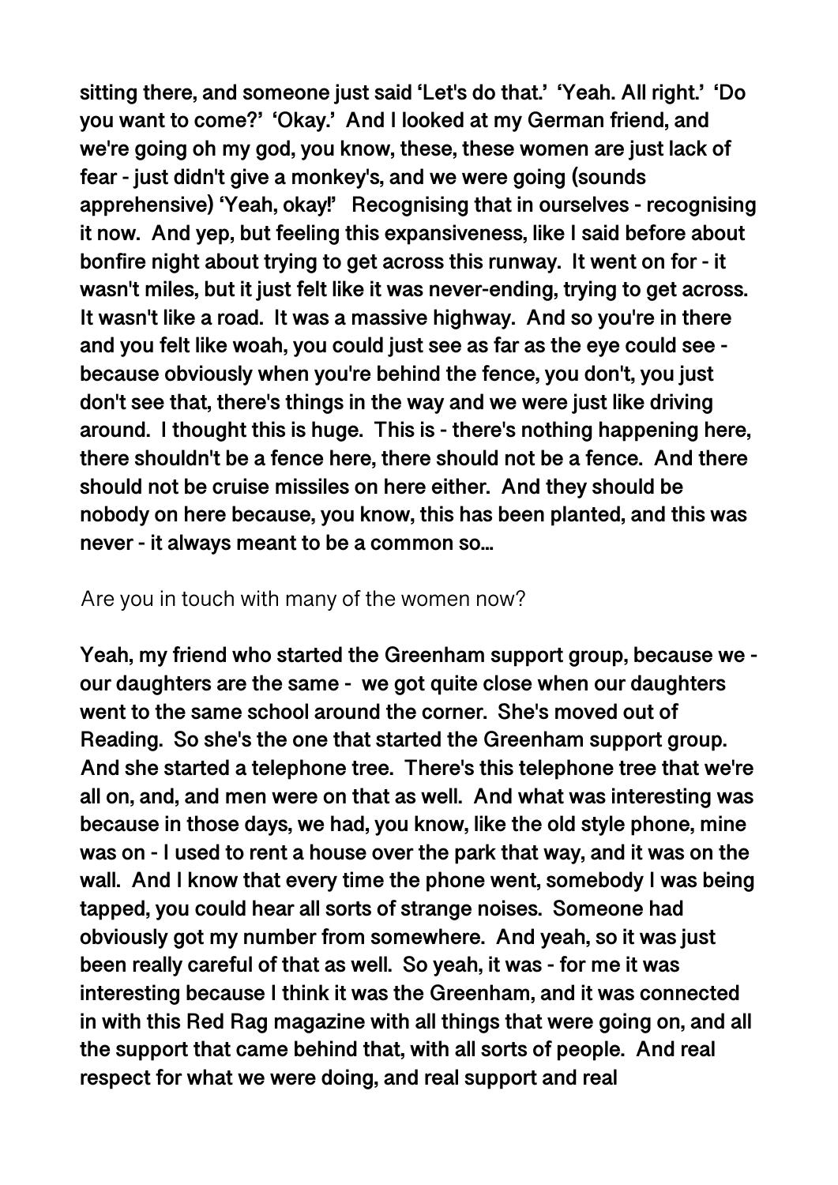**sitting there, and someone just said 'Let's do that.' 'Yeah. All right.' 'Do you want to come?' 'Okay.' And I looked at my German friend, and we're going oh my god, you know, these, these women are just lack of fear - just didn't give a monkey's, and we were going (sounds apprehensive) 'Yeah, okay!' Recognising that in ourselves - recognising it now. And yep, but feeling this expansiveness, like I said before about bonfire night about trying to get across this runway. It went on for - it wasn't miles, but it just felt like it was never-ending, trying to get across. It wasn't like a road. It was a massive highway. And so you're in there and you felt like woah, you could just see as far as the eye could see - because obviously when you're behind the fence, you don't, you just don't see that, there's things in the way and we were just like driving around. I thought this is huge. This is - there's nothing happening here, there shouldn't be a fence here, there should not be a fence. And there should not be cruise missiles on here either. And they should be nobody on here because, you know, this has been planted, and this was never - it always meant to be a common so…**

Are you in touch with many of the women now?

**Yeah, my friend who started the Greenham support group, because we - our daughters are the same - we got quite close when our daughters went to the same school around the corner. She's moved out of Reading. So she's the one that started the Greenham support group. And she started a telephone tree. There's this telephone tree that we're all on, and, and men were on that as well. And what was interesting was because in those days, we had, you know, like the old style phone, mine was on - I used to rent a house over the park that way, and it was on the wall. And I know that every time the phone went, somebody I was being tapped, you could hear all sorts of strange noises. Someone had obviously got my number from somewhere. And yeah, so it was just been really careful of that as well. So yeah, it was - for me it was interesting because I think it was the Greenham, and it was connected in with this Red Rag magazine with all things that were going on, and all the support that came behind that, with all sorts of people. And real respect for what we were doing, and real support and real**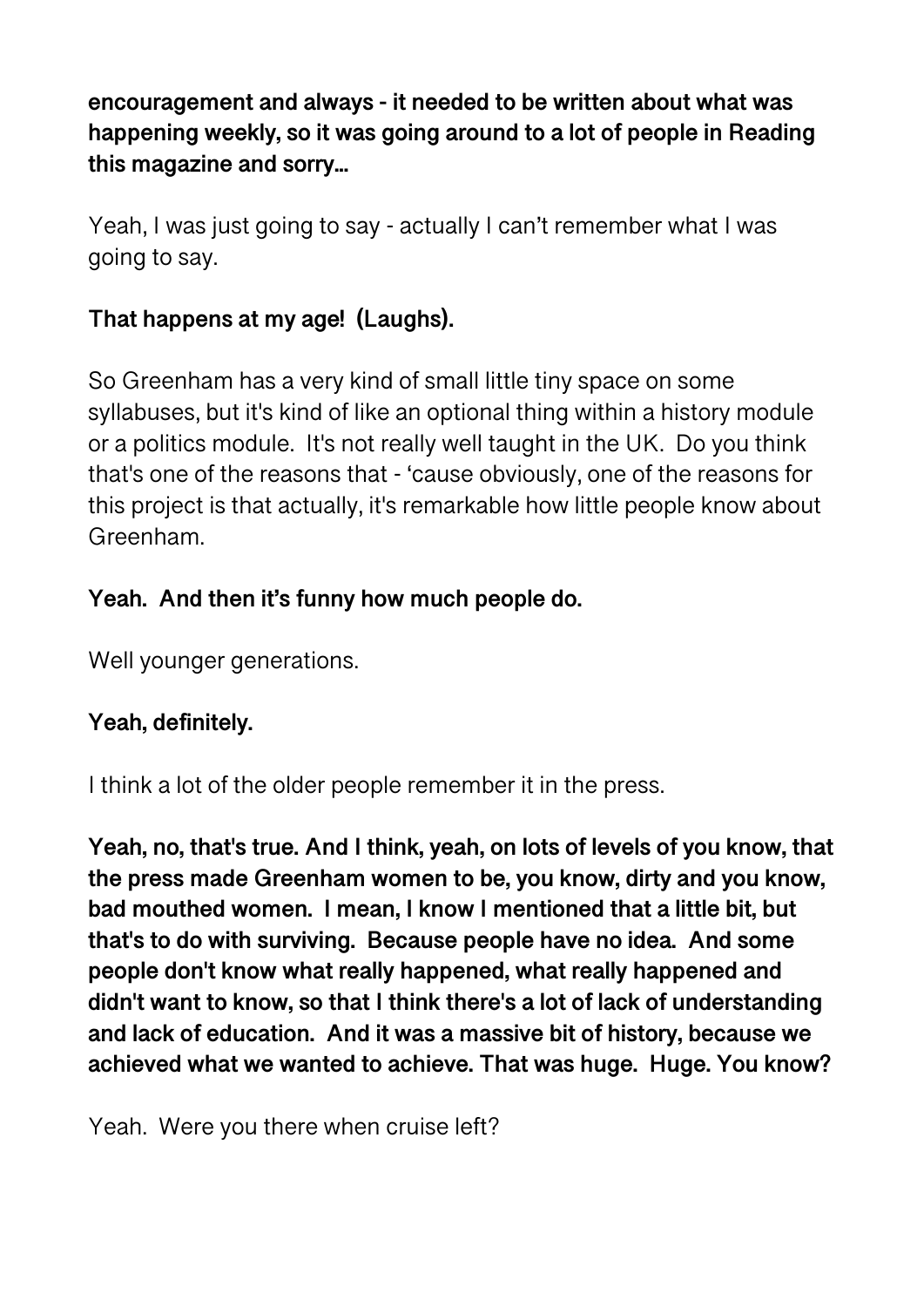**encouragement and always - it needed to be written about what was happening weekly, so it was going around to a lot of people in Reading this magazine and sorry…**

Yeah, I was just going to say - actually I can't remember what I was going to say.

**That happens at my age! (Laughs).**

So Greenham has a very kind of small little tiny space on some syllabuses, but it's kind of like an optional thing within a history module or a politics module. It's not really well taught in the UK. Do you think that's one of the reasons that - 'cause obviously, one of the reasons for this project is that actually, it's remarkable how little people know about Greenham.

**Yeah. And then it's funny how much people do.**

Well younger generations.

**Yeah, definitely.**

I think a lot of the older people remember it in the press.

**Yeah, no, that's true. And I think, yeah, on lots of levels of you know, that the press made Greenham women to be, you know, dirty and you know, bad mouthed women. I mean, I know I mentioned that a little bit, but that's to do with surviving. Because people have no idea. And some people don't know what really happened, what really happened and didn't want to know, so that I think there's a lot of lack of understanding and lack of education. And it was a massive bit of history, because we achieved what we wanted to achieve. That was huge. Huge. You know?**

Yeah. Were you there when cruise left?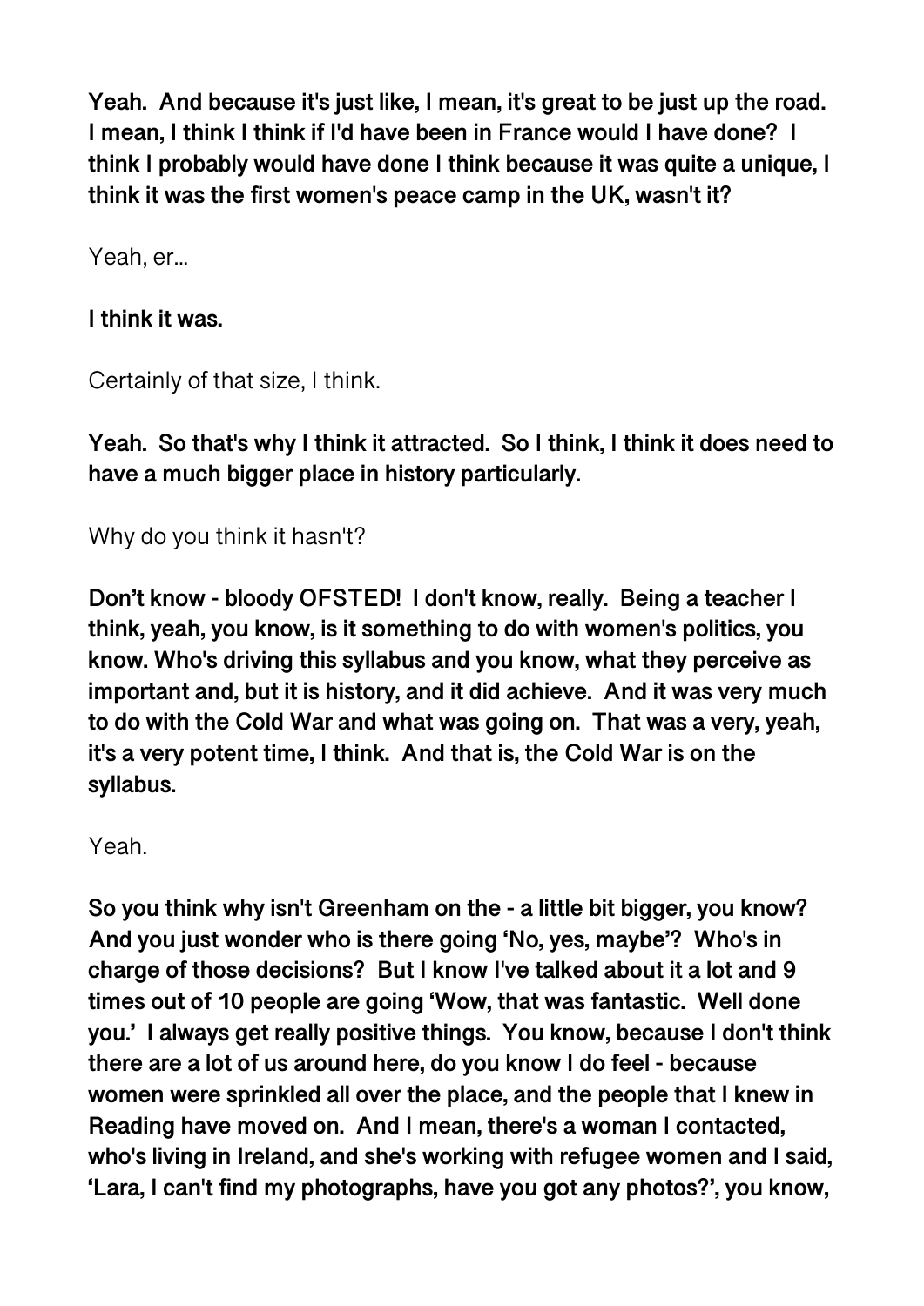**Yeah. And because it's just like, I mean, it's great to be just up the road. I mean, I think I think if I'd have been in France would I have done? I think I probably would have done I think because it was quite a unique, I think it was the first women's peace camp in the UK, wasn't it?**

Yeah, er...

**I think it was.**

Certainly of that size, I think.

**Yeah. So that's why I think it attracted. So I think, I think it does need to have a much bigger place in history particularly.**

Why do you think it hasn't?

**Don't know - bloody OFSTED! I don't know, really. Being a teacher I think, yeah, you know, is it something to do with women's politics, you know. Who's driving this syllabus and you know, what they perceive as important and, but it is history, and it did achieve. And it was very much to do with the Cold War and what was going on. That was a very, yeah, it's a very potent time, I think. And that is, the Cold War is on the syllabus.**

Yeah.

**So you think why isn't Greenham on the - a little bit bigger, you know? And you just wonder who is there going 'No, yes, maybe'? Who's in charge of those decisions? But I know I've talked about it a lot and 9 times out of 10 people are going 'Wow, that was fantastic. Well done you.' I always get really positive things. You know, because I don't think there are a lot of us around here, do you know I do feel - because women were sprinkled all over the place, and the people that I knew in Reading have moved on. And I mean, there's a woman I contacted, who's living in Ireland, and she's working with refugee women and I said, 'Lara, I can't find my photographs, have you got any photos?', you know,**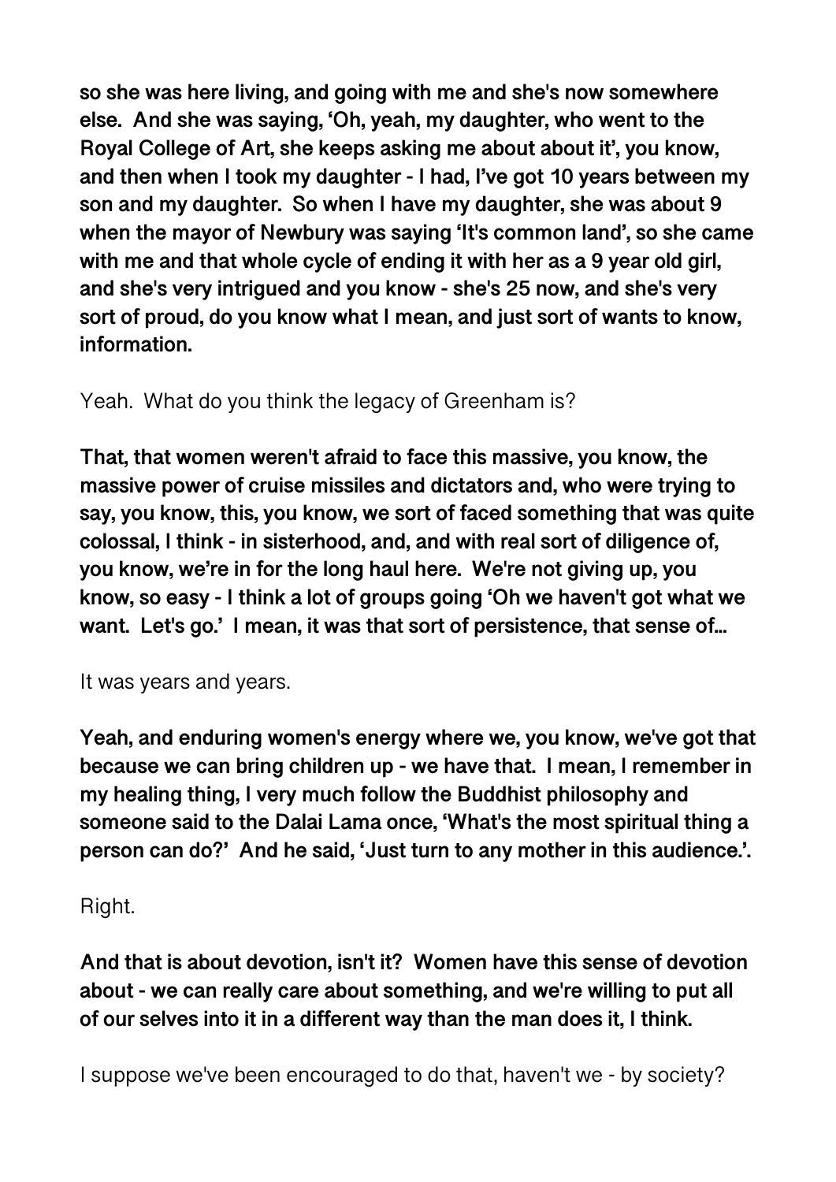**so she was here living, and going with me and she's now somewhere else. And she was saying, 'Oh, yeah, my daughter, who went to the Royal College of Art, she keeps asking me about about it', you know, and then when I took my daughter - I had, I've got 10 years between my son and my daughter. So when I have my daughter, she was about 9 when the mayor of Newbury was saying 'It's common land', so she came with me and that whole cycle of ending it with her as a 9 year old girl, and she's very intrigued and you know - she's 25 now, and she's very sort of proud, do you know what I mean, and just sort of wants to know, information.**

Yeah. What do you think the legacy of Greenham is?

**That, that women weren't afraid to face this massive, you know, the massive power of cruise missiles and dictators and, who were trying to say, you know, this, you know, we sort of faced something that was quite colossal, I think - in sisterhood, and, and with real sort of diligence of, you know, we're in for the long haul here. We're not giving up, you know, so easy - I think a lot of groups going 'Oh we haven't got what we want. Let's go.' I mean, it was that sort of persistence, that sense of…**

It was years and years.

**Yeah, and enduring women's energy where we, you know, we've got that because we can bring children up - we have that. I mean, I remember in my healing thing, I very much follow the Buddhist philosophy and someone said to the Dalai Lama once, 'What's the most spiritual thing a person can do?' And he said, 'Just turn to any mother in this audience.'.**

Right.

**And that is about devotion, isn't it? Women have this sense of devotion about - we can really care about something, and we're willing to put all of our selves into it in a different way than the man does it, I think.**

I suppose we've been encouraged to do that, haven't we - by society?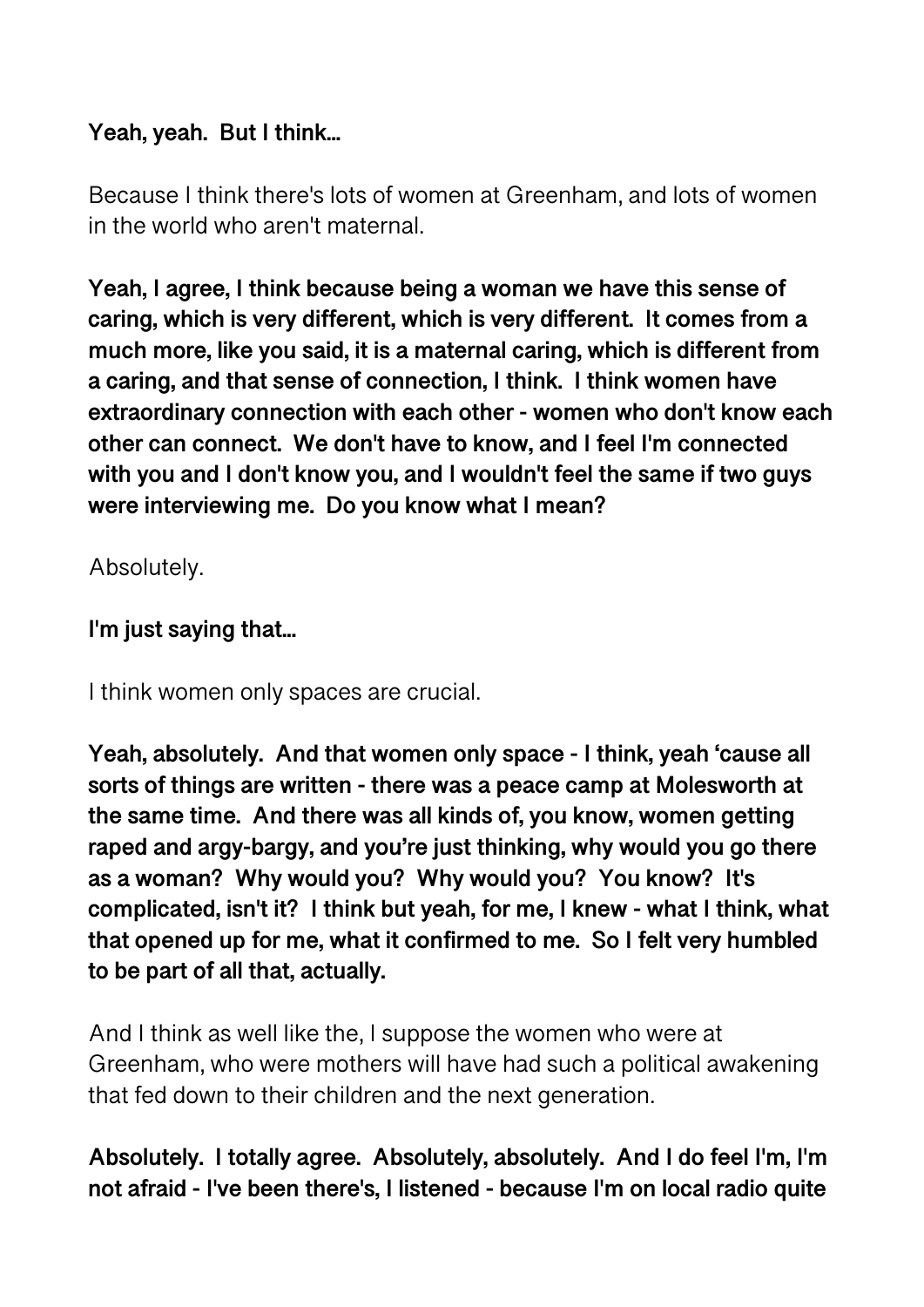**Yeah, yeah. But I think…**

Because I think there's lots of women at Greenham, and lots of women in the world who aren't maternal.

**Yeah, I agree, I think because being a woman we have this sense of caring, which is very different, which is very different. It comes from a much more, like you said, it is a maternal caring, which is different from a caring, and that sense of connection, I think. I think women have extraordinary connection with each other - women who don't know each other can connect. We don't have to know, and I feel I'm connected with you and I don't know you, and I wouldn't feel the same if two guys were interviewing me. Do you know what I mean?**

Absolutely.

**I'm just saying that…**

I think women only spaces are crucial.

**Yeah, absolutely. And that women only space - I think, yeah 'cause all sorts of things are written - there was a peace camp at Molesworth at the same time. And there was all kinds of, you know, women getting raped and argy-bargy, and you're just thinking, why would you go there as a woman? Why would you? Why would you? You know? It's complicated, isn't it? I think but yeah, for me, I knew - what I think, what that opened up for me, what it confirmed to me. So I felt very humbled to be part of all that, actually.**

And I think as well like the, I suppose the women who were at Greenham, who were mothers will have had such a political awakening that fed down to their children and the next generation.

**Absolutely. I totally agree. Absolutely, absolutely. And I do feel I'm, I'm not afraid - I've been there's, I listened - because I'm on local radio quite**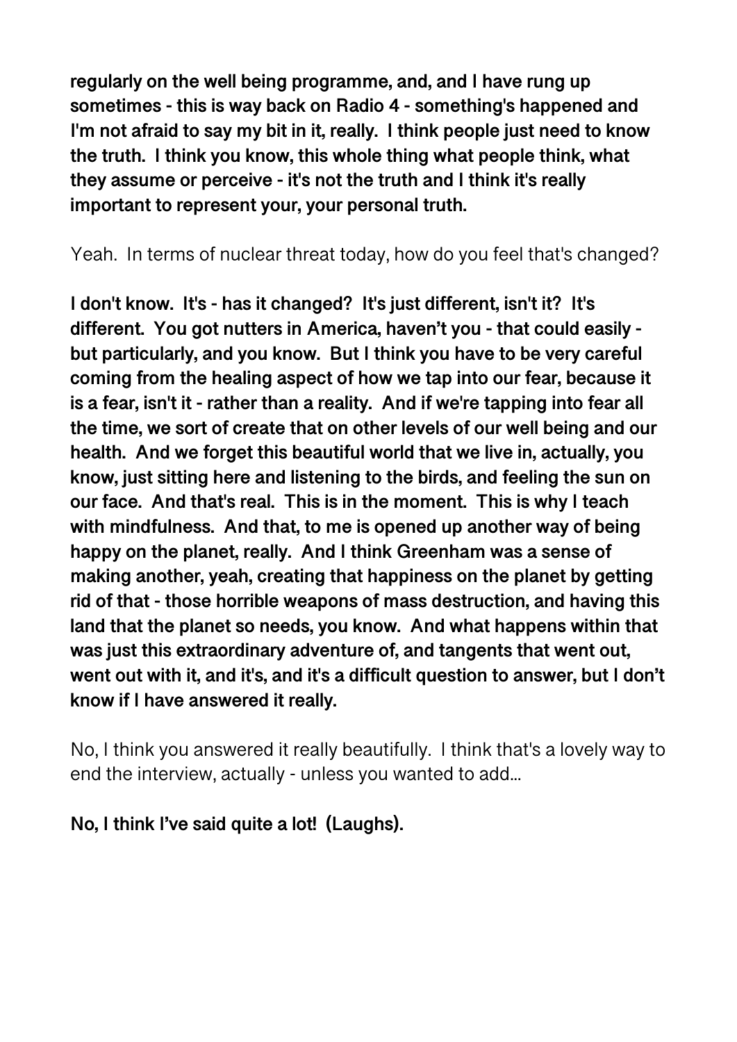**regularly on the well being programme, and, and I have rung up sometimes - this is way back on Radio 4 - something's happened and I'm not afraid to say my bit in it, really. I think people just need to know the truth. I think you know, this whole thing what people think, what they assume or perceive - it's not the truth and I think it's really important to represent your, your personal truth.**

Yeah. In terms of nuclear threat today, how do you feel that's changed?

**I don't know. It's - has it changed? It's just different, isn't it? It's different. You got nutters in America, haven't you - that could easily - but particularly, and you know. But I think you have to be very careful coming from the healing aspect of how we tap into our fear, because it is a fear, isn't it - rather than a reality. And if we're tapping into fear all the time, we sort of create that on other levels of our well being and our health. And we forget this beautiful world that we live in, actually, you know, just sitting here and listening to the birds, and feeling the sun on our face. And that's real. This is in the moment. This is why I teach with mindfulness. And that, to me is opened up another way of being happy on the planet, really. And I think Greenham was a sense of making another, yeah, creating that happiness on the planet by getting rid of that - those horrible weapons of mass destruction, and having this land that the planet so needs, you know. And what happens within that was just this extraordinary adventure of, and tangents that went out, went out with it, and it's, and it's a difficult question to answer, but I don't know if I have answered it really.**

No, I think you answered it really beautifully. I think that's a lovely way to end the interview, actually - unless you wanted to add...

**No, I think I've said quite a lot! (Laughs).**